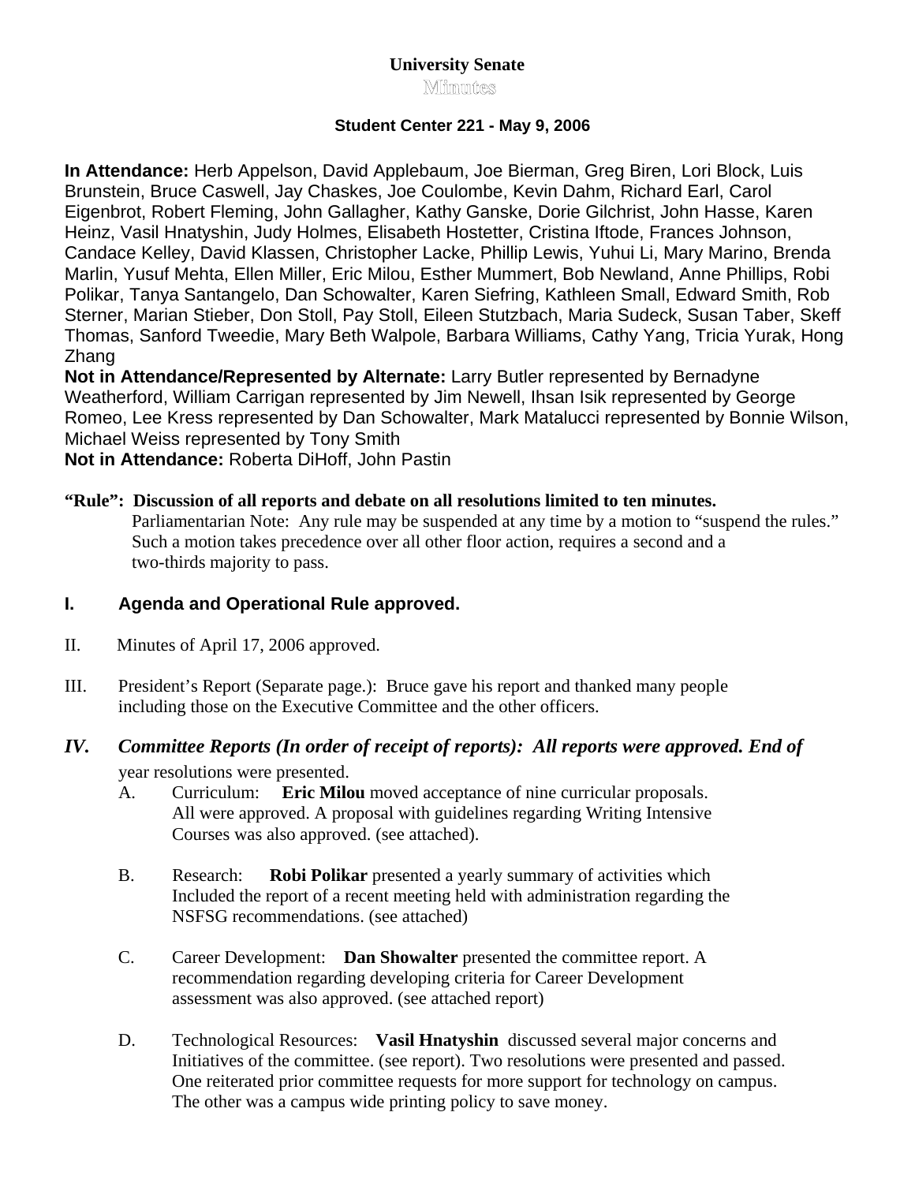# University Senate

## Minutes

**Student Center 221 - May 9, 2006**

**In Attendance:** Herb Appelson, David Applebaum, Joe Bierman, Greg Biren, Lori Block, Luis Brunstein, Bruce Caswell, Jay Chaskes, Joe Coulombe, Kevin Dahm, Richard Earl, Carol Eigenbrot, Robert Fleming, John Gallagher, Kathy Ganske, Dorie Gilchrist, John Hasse, Karen Heinz, Vasil Hnatyshin, Judy Holmes, Elisabeth Hostetter, Cristina Iftode, Frances Johnson, Candace Kelley, David Klassen, Christopher Lacke, Phillip Lewis, Yuhui Li, Mary Marino, Brenda Marlin, Yusuf Mehta, Ellen Miller, Eric Milou, Esther Mummert, Bob Newland, Anne Phillips, Robi Polikar, Tanya Santangelo, Dan Schowalter, Karen Siefring, Kathleen Small, Edward Smith, Rob Sterner, Marian Stieber, Don Stoll, Pay Stoll, Eileen Stutzbach, Maria Sudeck, Susan Taber, Skeff Thomas, Sanford Tweedie, Mary Beth Walpole, Barbara Williams, Cathy Yang, Tricia Yurak, Hong Zhang

**Not in Attendance/Represented by Alternate:** Larry Butler represented by Bernadyne Weatherford, William Carrigan represented by Jim Newell, Ihsan Isik represented by George Romeo, Lee Kress represented by Dan Schowalter, Mark Matalucci represented by Bonnie Wilson, Michael Weiss represented by Tony Smith

**Not in Attendance:** Roberta DiHoff, John Pastin

**"Rule": Discussion of all reports and debate on all resolutions limited to ten minutes.**

Parliamentarian Note: Any rule may be suspended at any time by a motion to "suspend the rules." Such a motion takes precedence over all other floor action, requires a second and a two-thirds majority to pass.

**I. Agenda and Operational Rule approved.**

II. Minutes of April 17, 2006 approved.

III. President's Report (Separate page.): Bruce gave his report and thanked many people including those on the Executive Committee and the other officers.

***IV. Committee Reports (In order of receipt of reports): All reports were approved. End of*** year resolutions were presented.

A. Curriculum: **Eric Milou** moved acceptance of nine curricular proposals. All were approved. A proposal with guidelines regarding Writing Intensive Courses was also approved. (see attached).

B. Research: **Robi Polikar** presented a yearly summary of activities which Included the report of a recent meeting held with administration regarding the NSFSG recommendations. (see attached)

C. Career Development: **Dan Showalter** presented the committee report. A recommendation regarding developing criteria for Career Development assessment was also approved. (see attached report)

D. Technological Resources: **Vasil Hnatyshin** discussed several major concerns and Initiatives of the committee. (see report). Two resolutions were presented and passed. One reiterated prior committee requests for more support for technology on campus. The other was a campus wide printing policy to save money.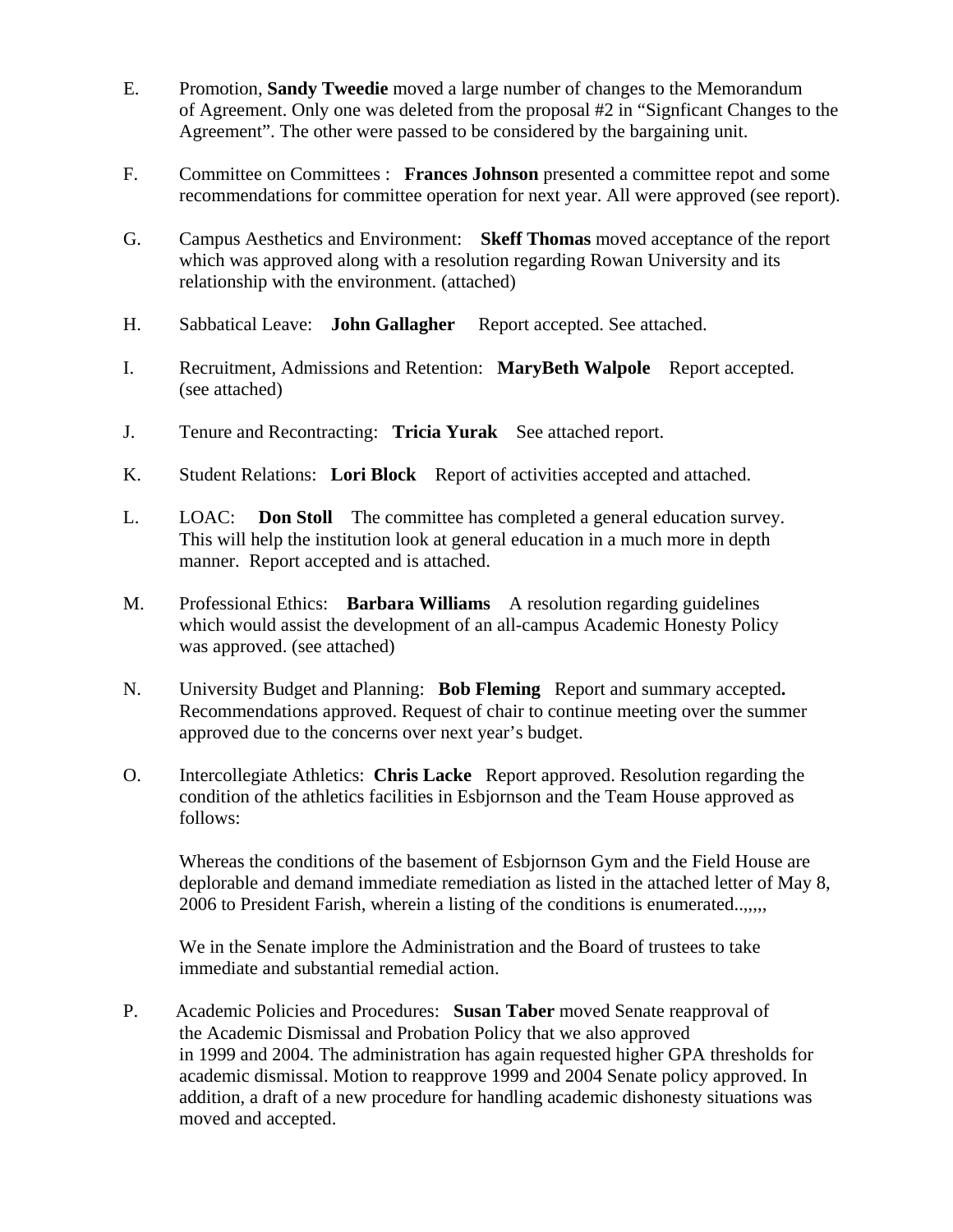E. Promotion, **Sandy Tweedie** moved a large number of changes to the Memorandum of Agreement. Only one was deleted from the proposal #2 in "Signficant Changes to the Agreement". The other were passed to be considered by the bargaining unit.

F. Committee on Committees : **Frances Johnson** presented a committee repot and some recommendations for committee operation for next year. All were approved (see report).

G. Campus Aesthetics and Environment: **Skeff Thomas** moved acceptance of the report which was approved along with a resolution regarding Rowan University and its relationship with the environment. (attached)

H. Sabbatical Leave: **John Gallagher** Report accepted. See attached.

I. Recruitment, Admissions and Retention: **MaryBeth Walpole** Report accepted. (see attached)

J. Tenure and Recontracting: **Tricia Yurak** See attached report.

K. Student Relations: **Lori Block** Report of activities accepted and attached.

L. LOAC: **Don Stoll** The committee has completed a general education survey. This will help the institution look at general education in a much more in depth manner. Report accepted and is attached.

M. Professional Ethics: **Barbara Williams** A resolution regarding guidelines which would assist the development of an all-campus Academic Honesty Policy was approved. (see attached)

N. University Budget and Planning: **Bob Fleming** Report and summary accepted**.** Recommendations approved. Request of chair to continue meeting over the summer approved due to the concerns over next year's budget.

O. Intercollegiate Athletics: **Chris Lacke** Report approved. Resolution regarding the condition of the athletics facilities in Esbjornson and the Team House approved as follows:

 Whereas the conditions of the basement of Esbjornson Gym and the Field House are deplorable and demand immediate remediation as listed in the attached letter of May 8, 2006 to President Farish, wherein a listing of the conditions is enumerated..,,,,,

 We in the Senate implore the Administration and the Board of trustees to take immediate and substantial remedial action.

P. Academic Policies and Procedures: **Susan Taber** moved Senate reapproval of the Academic Dismissal and Probation Policy that we also approved in 1999 and 2004. The administration has again requested higher GPA thresholds for academic dismissal. Motion to reapprove 1999 and 2004 Senate policy approved. In addition, a draft of a new procedure for handling academic dishonesty situations was moved and accepted.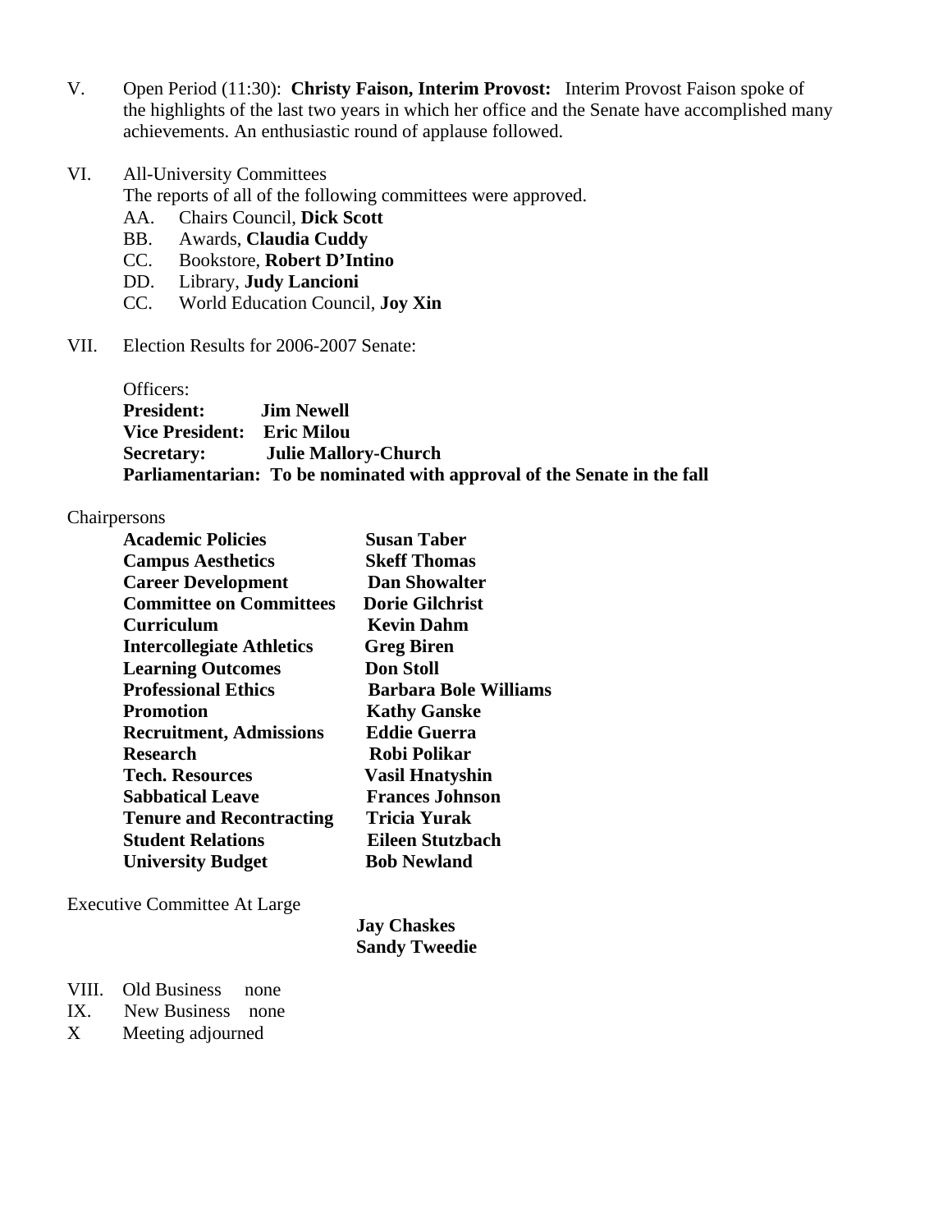V. Open Period (11:30): **Christy Faison, Interim Provost:** Interim Provost Faison spoke of the highlights of the last two years in which her office and the Senate have accomplished many achievements. An enthusiastic round of applause followed.

VI. All-University Committees

The reports of all of the following committees were approved.

- AA. Chairs Council, **Dick Scott**
- BB. Awards, **Claudia Cuddy**
- CC. Bookstore, **Robert D'Intino**
- DD. Library, **Judy Lancioni**
- CC. World Education Council, **Joy Xin**

VII. Election Results for 2006-2007 Senate:

Officers:

**President:** **Jim Newell**
**Vice President:** **Eric Milou**
**Secretary:** **Julie Mallory-Church**
**Parliamentarian: To be nominated with approval of the Senate in the fall**

Chairpersons

| | |
|---|---|
| **Academic Policies** | **Susan Taber** |
| **Campus Aesthetics** | **Skeff Thomas** |
| **Career Development** | **Dan Showalter** |
| **Committee on Committees** | **Dorie Gilchrist** |
| **Curriculum** | **Kevin Dahm** |
| **Intercollegiate Athletics** | **Greg Biren** |
| **Learning Outcomes** | **Don Stoll** |
| **Professional Ethics** | **Barbara Bole Williams** |
| **Promotion** | **Kathy Ganske** |
| **Recruitment, Admissions** | **Eddie Guerra** |
| **Research** | **Robi Polikar** |
| **Tech. Resources** | **Vasil Hnatyshin** |
| **Sabbatical Leave** | **Frances Johnson** |
| **Tenure and Recontracting** | **Tricia Yurak** |
| **Student Relations** | **Eileen Stutzbach** |
| **University Budget** | **Bob Newland** |

Executive Committee At Large

**Jay Chaskes**
**Sandy Tweedie**

VIII. Old Business none

IX. New Business none

X Meeting adjourned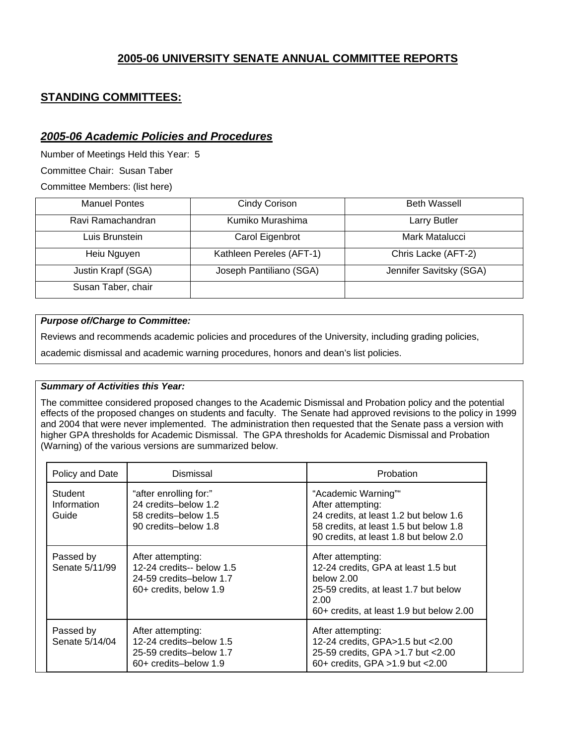## 2005-06 UNIVERSITY SENATE ANNUAL COMMITTEE REPORTS

### STANDING COMMITTEES:

### *2005-06 Academic Policies and Procedures*

Number of Meetings Held this Year: 5

Committee Chair: Susan Taber

Committee Members: (list here)

| | | |
|---|---|---|
| Manuel Pontes | Cindy Corison | Beth Wassell |
| Ravi Ramachandran | Kumiko Murashima | Larry Butler |
| Luis Brunstein | Carol Eigenbrot | Mark Matalucci |
| Heiu Nguyen | Kathleen Pereles (AFT-1) | Chris Lacke (AFT-2) |
| Justin Krapf (SGA) | Joseph Pantiliano (SGA) | Jennifer Savitsky (SGA) |
| Susan Taber, chair | | |

***Purpose of/Charge to Committee:***

Reviews and recommends academic policies and procedures of the University, including grading policies, academic dismissal and academic warning procedures, honors and dean's list policies.

***Summary of Activities this Year:***

The committee considered proposed changes to the Academic Dismissal and Probation policy and the potential effects of the proposed changes on students and faculty. The Senate had approved revisions to the policy in 1999 and 2004 that were never implemented. The administration then requested that the Senate pass a version with higher GPA thresholds for Academic Dismissal. The GPA thresholds for Academic Dismissal and Probation (Warning) of the various versions are summarized below.

| Policy and Date | Dismissal | Probation |
|---|---|---|
| Student Information Guide | "after enrolling for:"<br>24 credits–below 1.2<br>58 credits–below 1.5<br>90 credits–below 1.8 | "Academic Warning""<br>After attempting:<br>24 credits, at least 1.2 but below 1.6<br>58 credits, at least 1.5 but below 1.8<br>90 credits, at least 1.8 but below 2.0 |
| Passed by Senate 5/11/99 | After attempting:<br>12-24 credits-- below 1.5<br>24-59 credits–below 1.7<br>60+ credits, below 1.9 | After attempting:<br>12-24 credits, GPA at least 1.5 but below 2.00<br>25-59 credits, at least 1.7 but below 2.00<br>60+ credits, at least 1.9 but below 2.00 |
| Passed by Senate 5/14/04 | After attempting:<br>12-24 credits–below 1.5<br>25-59 credits–below 1.7<br>60+ credits–below 1.9 | After attempting:<br>12-24 credits, GPA>1.5 but <2.00<br>25-59 credits, GPA >1.7 but <2.00<br>60+ credits, GPA >1.9 but <2.00 |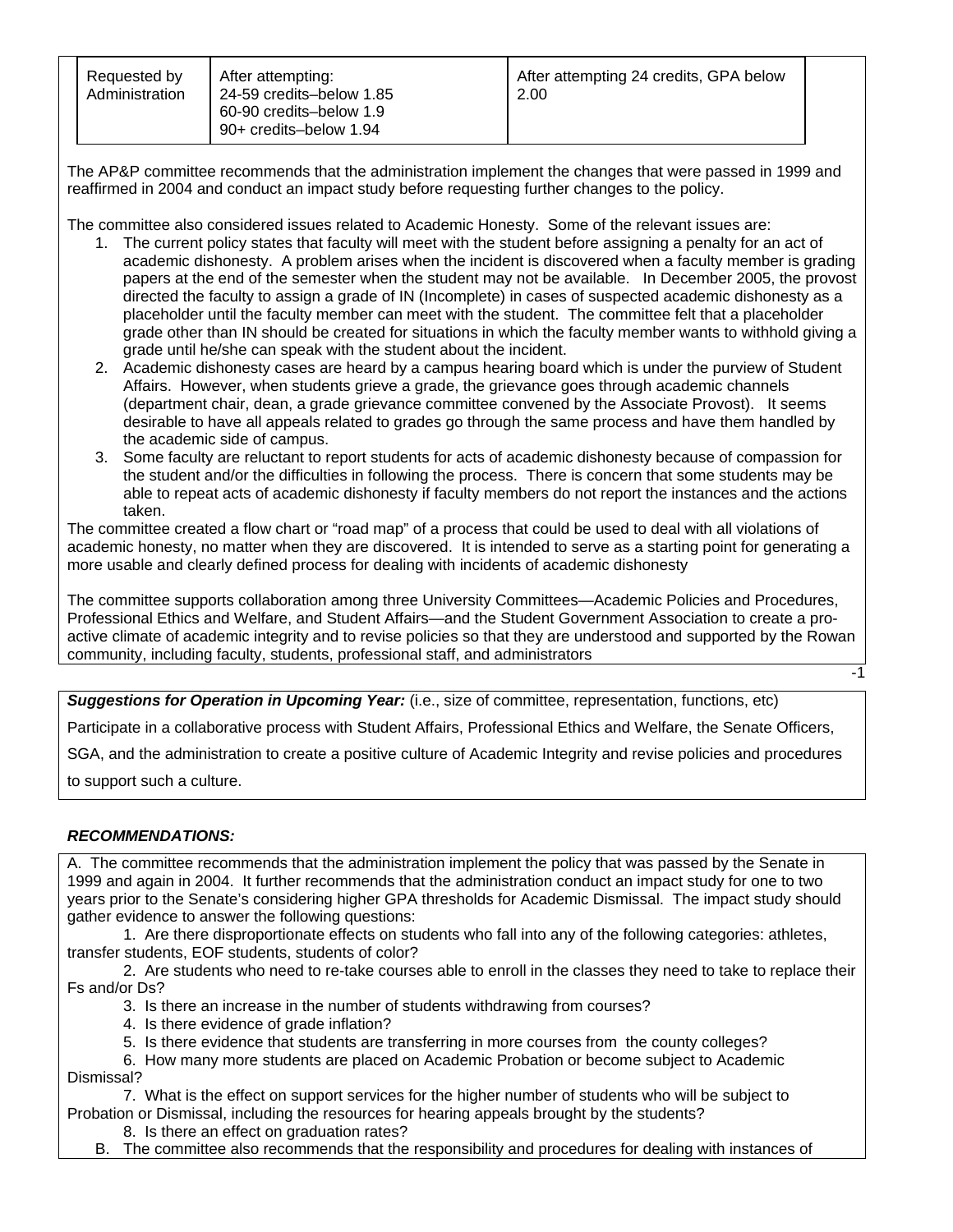| Requested by Administration | After attempting:<br>24-59 credits–below 1.85<br>60-90 credits–below 1.9<br>90+ credits–below 1.94 | After attempting 24 credits, GPA below 2.00 |
|---|---|---|

The AP&P committee recommends that the administration implement the changes that were passed in 1999 and reaffirmed in 2004 and conduct an impact study before requesting further changes to the policy.

The committee also considered issues related to Academic Honesty. Some of the relevant issues are:

1. The current policy states that faculty will meet with the student before assigning a penalty for an act of academic dishonesty. A problem arises when the incident is discovered when a faculty member is grading papers at the end of the semester when the student may not be available. In December 2005, the provost directed the faculty to assign a grade of IN (Incomplete) in cases of suspected academic dishonesty as a placeholder until the faculty member can meet with the student. The committee felt that a placeholder grade other than IN should be created for situations in which the faculty member wants to withhold giving a grade until he/she can speak with the student about the incident.
2. Academic dishonesty cases are heard by a campus hearing board which is under the purview of Student Affairs. However, when students grieve a grade, the grievance goes through academic channels (department chair, dean, a grade grievance committee convened by the Associate Provost). It seems desirable to have all appeals related to grades go through the same process and have them handled by the academic side of campus.
3. Some faculty are reluctant to report students for acts of academic dishonesty because of compassion for the student and/or the difficulties in following the process. There is concern that some students may be able to repeat acts of academic dishonesty if faculty members do not report the instances and the actions taken.

The committee created a flow chart or "road map" of a process that could be used to deal with all violations of academic honesty, no matter when they are discovered. It is intended to serve as a starting point for generating a more usable and clearly defined process for dealing with incidents of academic dishonesty

The committee supports collaboration among three University Committees—Academic Policies and Procedures, Professional Ethics and Welfare, and Student Affairs—and the Student Government Association to create a pro-active climate of academic integrity and to revise policies so that they are understood and supported by the Rowan community, including faculty, students, professional staff, and administrators

***Suggestions for Operation in Upcoming Year:*** (i.e., size of committee, representation, functions, etc)

Participate in a collaborative process with Student Affairs, Professional Ethics and Welfare, the Senate Officers, SGA, and the administration to create a positive culture of Academic Integrity and revise policies and procedures to support such a culture.

***RECOMMENDATIONS:***

A. The committee recommends that the administration implement the policy that was passed by the Senate in 1999 and again in 2004. It further recommends that the administration conduct an impact study for one to two years prior to the Senate's considering higher GPA thresholds for Academic Dismissal. The impact study should gather evidence to answer the following questions:

1. Are there disproportionate effects on students who fall into any of the following categories: athletes, transfer students, EOF students, students of color?
2. Are students who need to re-take courses able to enroll in the classes they need to take to replace their Fs and/or Ds?
3. Is there an increase in the number of students withdrawing from courses?
4. Is there evidence of grade inflation?
5. Is there evidence that students are transferring in more courses from the county colleges?
6. How many more students are placed on Academic Probation or become subject to Academic Dismissal?
7. What is the effect on support services for the higher number of students who will be subject to Probation or Dismissal, including the resources for hearing appeals brought by the students?
8. Is there an effect on graduation rates?

B. The committee also recommends that the responsibility and procedures for dealing with instances of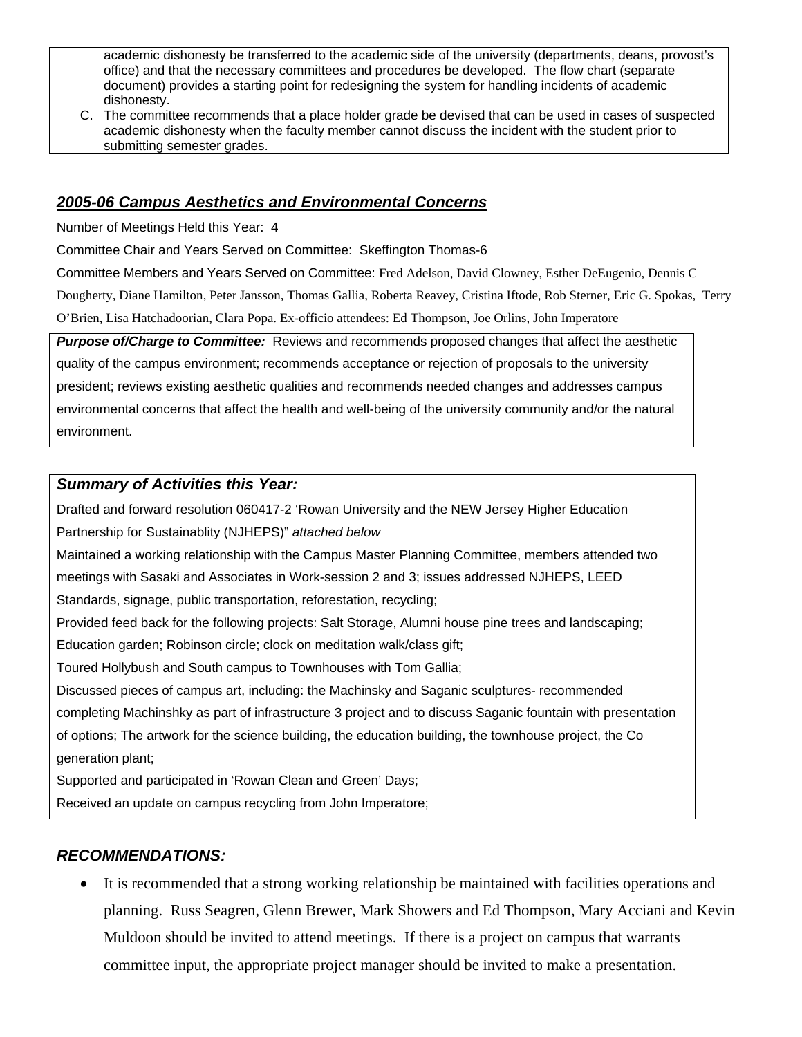academic dishonesty be transferred to the academic side of the university (departments, deans, provost's office) and that the necessary committees and procedures be developed. The flow chart (separate document) provides a starting point for redesigning the system for handling incidents of academic dishonesty.

C. The committee recommends that a place holder grade be devised that can be used in cases of suspected academic dishonesty when the faculty member cannot discuss the incident with the student prior to submitting semester grades.

## *2005-06 Campus Aesthetics and Environmental Concerns*

Number of Meetings Held this Year: 4

Committee Chair and Years Served on Committee: Skeffington Thomas-6

Committee Members and Years Served on Committee: Fred Adelson, David Clowney, Esther DeEugenio, Dennis C Dougherty, Diane Hamilton, Peter Jansson, Thomas Gallia, Roberta Reavey, Cristina Iftode, Rob Sterner, Eric G. Spokas, Terry O'Brien, Lisa Hatchadoorian, Clara Popa. Ex-officio attendees: Ed Thompson, Joe Orlins, John Imperatore

***Purpose of/Charge to Committee:*** Reviews and recommends proposed changes that affect the aesthetic quality of the campus environment; recommends acceptance or rejection of proposals to the university president; reviews existing aesthetic qualities and recommends needed changes and addresses campus environmental concerns that affect the health and well-being of the university community and/or the natural environment.

### *Summary of Activities this Year:*

Drafted and forward resolution 060417-2 'Rowan University and the NEW Jersey Higher Education Partnership for Sustainablity (NJHEPS)" *attached below*

Maintained a working relationship with the Campus Master Planning Committee, members attended two meetings with Sasaki and Associates in Work-session 2 and 3; issues addressed NJHEPS, LEED Standards, signage, public transportation, reforestation, recycling;

Provided feed back for the following projects: Salt Storage, Alumni house pine trees and landscaping; Education garden; Robinson circle; clock on meditation walk/class gift;

Toured Hollybush and South campus to Townhouses with Tom Gallia;

Discussed pieces of campus art, including: the Machinsky and Saganic sculptures- recommended completing Machinshky as part of infrastructure 3 project and to discuss Saganic fountain with presentation of options; The artwork for the science building, the education building, the townhouse project, the Co generation plant;

Supported and participated in 'Rowan Clean and Green' Days;

Received an update on campus recycling from John Imperatore;

### *RECOMMENDATIONS:*

- It is recommended that a strong working relationship be maintained with facilities operations and planning. Russ Seagren, Glenn Brewer, Mark Showers and Ed Thompson, Mary Acciani and Kevin Muldoon should be invited to attend meetings. If there is a project on campus that warrants committee input, the appropriate project manager should be invited to make a presentation.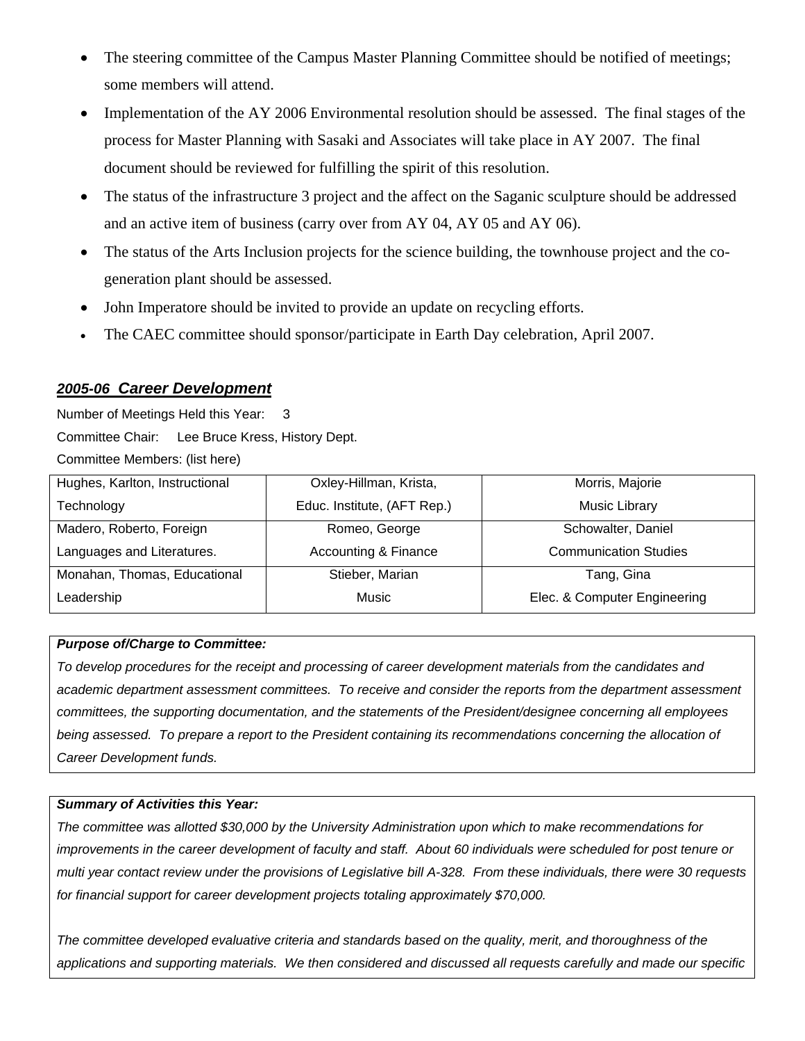- The steering committee of the Campus Master Planning Committee should be notified of meetings; some members will attend.
- Implementation of the AY 2006 Environmental resolution should be assessed. The final stages of the process for Master Planning with Sasaki and Associates will take place in AY 2007. The final document should be reviewed for fulfilling the spirit of this resolution.
- The status of the infrastructure 3 project and the affect on the Saganic sculpture should be addressed and an active item of business (carry over from AY 04, AY 05 and AY 06).
- The status of the Arts Inclusion projects for the science building, the townhouse project and the co-generation plant should be assessed.
- John Imperatore should be invited to provide an update on recycling efforts.
- The CAEC committee should sponsor/participate in Earth Day celebration, April 2007.

## ***2005-06 Career Development***

Number of Meetings Held this Year: 3

Committee Chair: Lee Bruce Kress, History Dept.

Committee Members: (list here)

| | | |
|---|---|---|
| Hughes, Karlton, Instructional Technology | Oxley-Hillman, Krista, Educ. Institute, (AFT Rep.) | Morris, Majorie Music Library |
| Madero, Roberto, Foreign Languages and Literatures. | Romeo, George Accounting & Finance | Schowalter, Daniel Communication Studies |
| Monahan, Thomas, Educational Leadership | Stieber, Marian Music | Tang, Gina Elec. & Computer Engineering |

***Purpose of/Charge to Committee:***

*To develop procedures for the receipt and processing of career development materials from the candidates and academic department assessment committees. To receive and consider the reports from the department assessment committees, the supporting documentation, and the statements of the President/designee concerning all employees being assessed. To prepare a report to the President containing its recommendations concerning the allocation of Career Development funds.*

***Summary of Activities this Year:***

*The committee was allotted $30,000 by the University Administration upon which to make recommendations for improvements in the career development of faculty and staff. About 60 individuals were scheduled for post tenure or multi year contact review under the provisions of Legislative bill A-328. From these individuals, there were 30 requests for financial support for career development projects totaling approximately $70,000.*

*The committee developed evaluative criteria and standards based on the quality, merit, and thoroughness of the applications and supporting materials. We then considered and discussed all requests carefully and made our specific*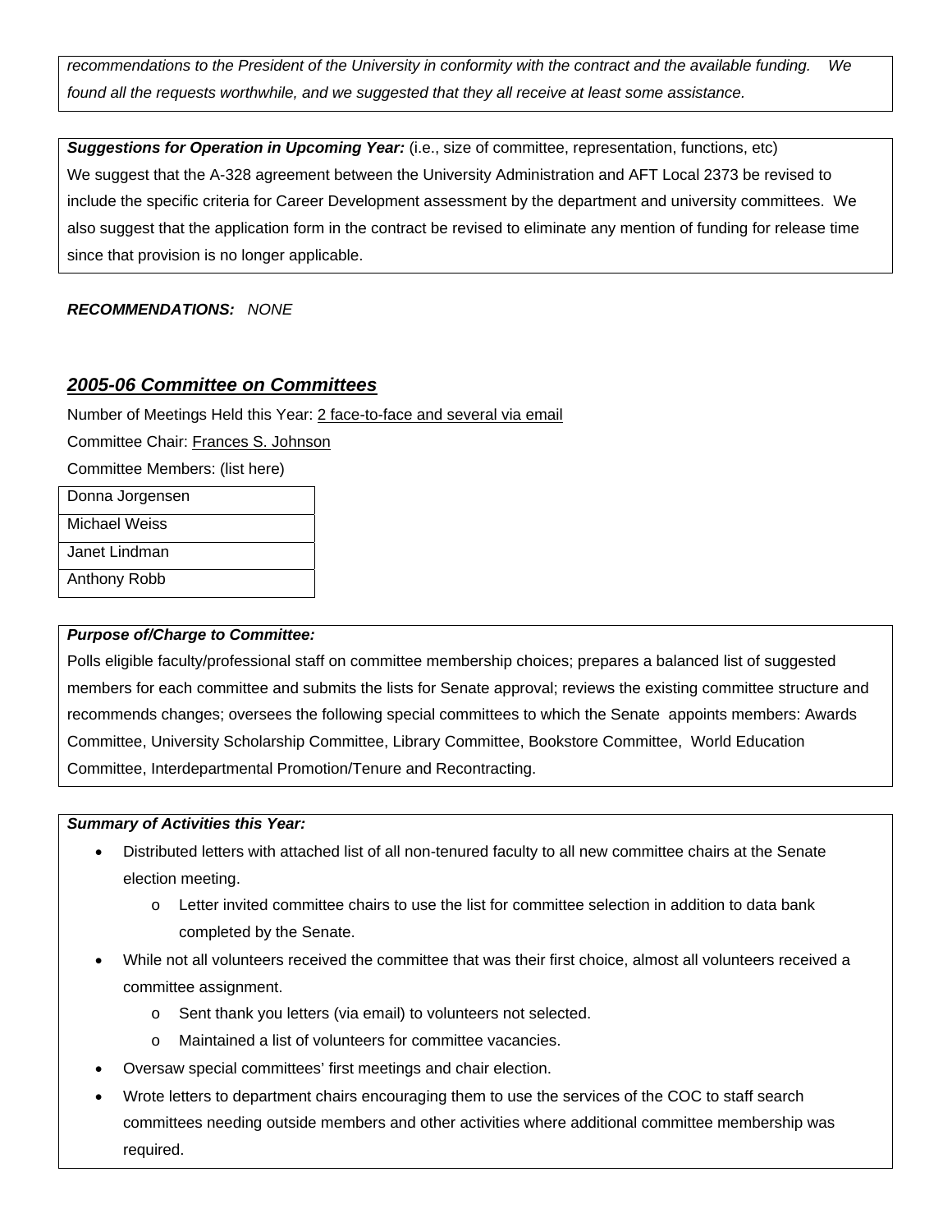*recommendations to the President of the University in conformity with the contract and the available funding. We found all the requests worthwhile, and we suggested that they all receive at least some assistance.*

***Suggestions for Operation in Upcoming Year:*** (i.e., size of committee, representation, functions, etc)
We suggest that the A-328 agreement between the University Administration and AFT Local 2373 be revised to include the specific criteria for Career Development assessment by the department and university committees. We also suggest that the application form in the contract be revised to eliminate any mention of funding for release time since that provision is no longer applicable.

***RECOMMENDATIONS:*** *NONE*

## *2005-06 Committee on Committees*

Number of Meetings Held this Year: 2 face-to-face and several via email

Committee Chair: Frances S. Johnson

Committee Members: (list here)

| Donna Jorgensen |
| --- |
| Michael Weiss |
| Janet Lindman |
| Anthony Robb |

***Purpose of/Charge to Committee:***
Polls eligible faculty/professional staff on committee membership choices; prepares a balanced list of suggested members for each committee and submits the lists for Senate approval; reviews the existing committee structure and recommends changes; oversees the following special committees to which the Senate appoints members: Awards Committee, University Scholarship Committee, Library Committee, Bookstore Committee, World Education Committee, Interdepartmental Promotion/Tenure and Recontracting.

***Summary of Activities this Year:***

- Distributed letters with attached list of all non-tenured faculty to all new committee chairs at the Senate election meeting.
  - Letter invited committee chairs to use the list for committee selection in addition to data bank completed by the Senate.
- While not all volunteers received the committee that was their first choice, almost all volunteers received a committee assignment.
  - Sent thank you letters (via email) to volunteers not selected.
  - Maintained a list of volunteers for committee vacancies.
- Oversaw special committees' first meetings and chair election.
- Wrote letters to department chairs encouraging them to use the services of the COC to staff search committees needing outside members and other activities where additional committee membership was required.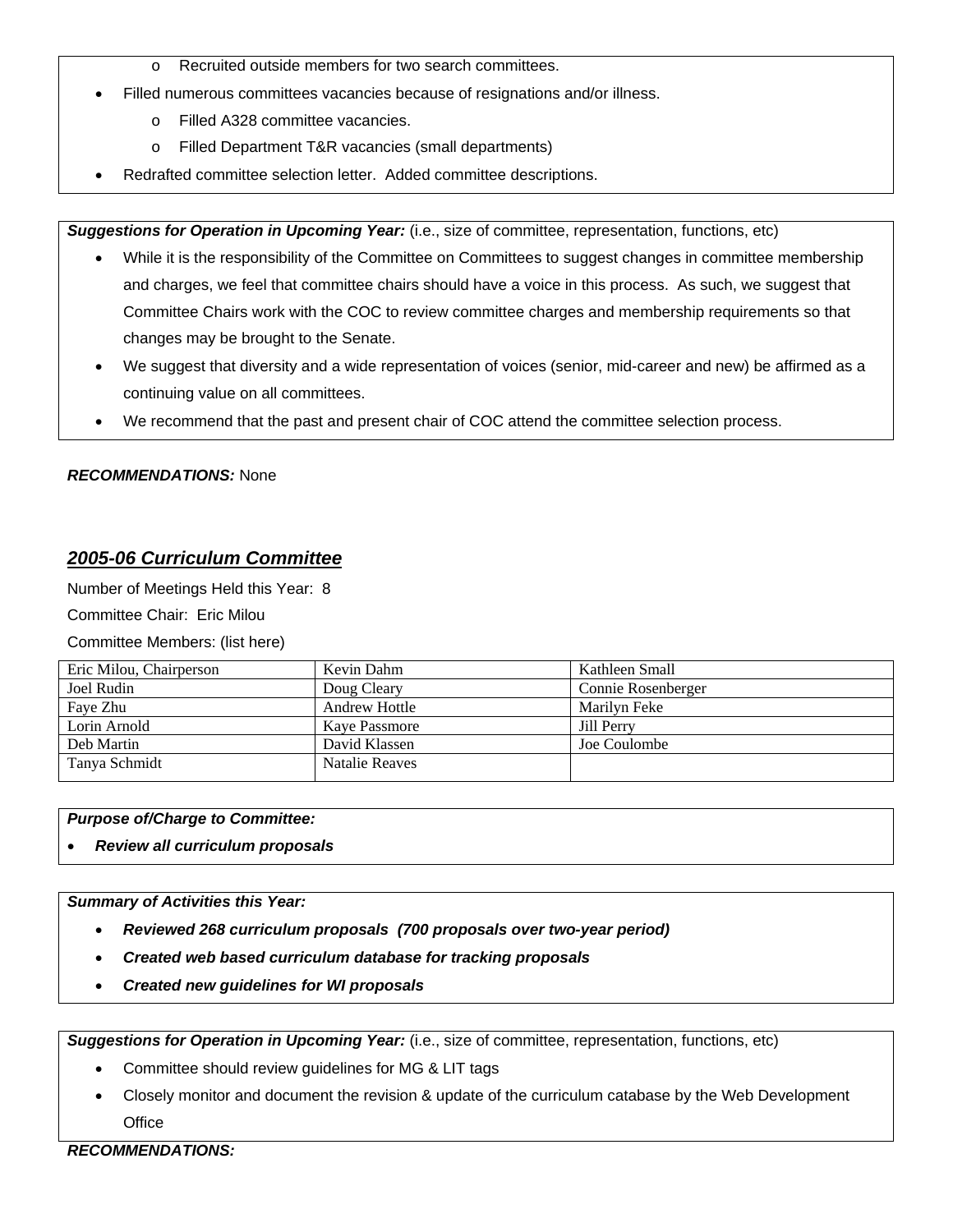- Recruited outside members for two search committees.

- Filled numerous committees vacancies because of resignations and/or illness.
  - Filled A328 committee vacancies.
  - Filled Department T&R vacancies (small departments)
- Redrafted committee selection letter. Added committee descriptions.

***Suggestions for Operation in Upcoming Year:*** (i.e., size of committee, representation, functions, etc)

- While it is the responsibility of the Committee on Committees to suggest changes in committee membership and charges, we feel that committee chairs should have a voice in this process. As such, we suggest that Committee Chairs work with the COC to review committee charges and membership requirements so that changes may be brought to the Senate.
- We suggest that diversity and a wide representation of voices (senior, mid-career and new) be affirmed as a continuing value on all committees.
- We recommend that the past and present chair of COC attend the committee selection process.

***RECOMMENDATIONS:*** None

## ***2005-06 Curriculum Committee***

Number of Meetings Held this Year: 8

Committee Chair: Eric Milou

Committee Members: (list here)

| | | |
|---|---|---|
| Eric Milou, Chairperson | Kevin Dahm | Kathleen Small |
| Joel Rudin | Doug Cleary | Connie Rosenberger |
| Faye Zhu | Andrew Hottle | Marilyn Feke |
| Lorin Arnold | Kaye Passmore | Jill Perry |
| Deb Martin | David Klassen | Joe Coulombe |
| Tanya Schmidt | Natalie Reaves | |

***Purpose of/Charge to Committee:***

- ***Review all curriculum proposals***

***Summary of Activities this Year:***

- ***Reviewed 268 curriculum proposals (700 proposals over two-year period)***
- ***Created web based curriculum database for tracking proposals***
- ***Created new guidelines for WI proposals***

***Suggestions for Operation in Upcoming Year:*** (i.e., size of committee, representation, functions, etc)

- Committee should review guidelines for MG & LIT tags
- Closely monitor and document the revision & update of the curriculum catabase by the Web Development Office

***RECOMMENDATIONS:***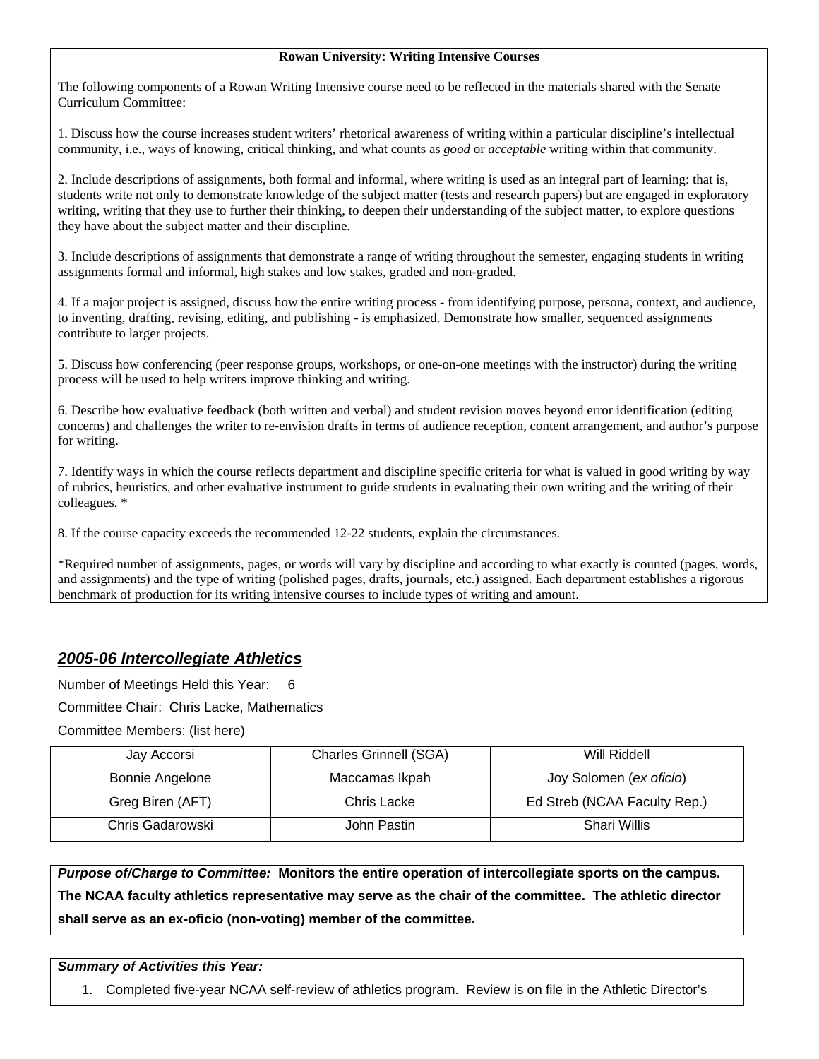**Rowan University: Writing Intensive Courses**

The following components of a Rowan Writing Intensive course need to be reflected in the materials shared with the Senate Curriculum Committee:

1. Discuss how the course increases student writers' rhetorical awareness of writing within a particular discipline's intellectual community, i.e., ways of knowing, critical thinking, and what counts as *good* or *acceptable* writing within that community.

2. Include descriptions of assignments, both formal and informal, where writing is used as an integral part of learning: that is, students write not only to demonstrate knowledge of the subject matter (tests and research papers) but are engaged in exploratory writing, writing that they use to further their thinking, to deepen their understanding of the subject matter, to explore questions they have about the subject matter and their discipline.

3. Include descriptions of assignments that demonstrate a range of writing throughout the semester, engaging students in writing assignments formal and informal, high stakes and low stakes, graded and non-graded.

4. If a major project is assigned, discuss how the entire writing process - from identifying purpose, persona, context, and audience, to inventing, drafting, revising, editing, and publishing - is emphasized. Demonstrate how smaller, sequenced assignments contribute to larger projects.

5. Discuss how conferencing (peer response groups, workshops, or one-on-one meetings with the instructor) during the writing process will be used to help writers improve thinking and writing.

6. Describe how evaluative feedback (both written and verbal) and student revision moves beyond error identification (editing concerns) and challenges the writer to re-envision drafts in terms of audience reception, content arrangement, and author's purpose for writing.

7. Identify ways in which the course reflects department and discipline specific criteria for what is valued in good writing by way of rubrics, heuristics, and other evaluative instrument to guide students in evaluating their own writing and the writing of their colleagues. *

8. If the course capacity exceeds the recommended 12-22 students, explain the circumstances.

*Required number of assignments, pages, or words will vary by discipline and according to what exactly is counted (pages, words, and assignments) and the type of writing (polished pages, drafts, journals, etc.) assigned. Each department establishes a rigorous benchmark of production for its writing intensive courses to include types of writing and amount.

## ***2005-06 Intercollegiate Athletics***

Number of Meetings Held this Year: 6

Committee Chair: Chris Lacke, Mathematics

Committee Members: (list here)

| | | |
|---|---|---|
| Jay Accorsi | Charles Grinnell (SGA) | Will Riddell |
| Bonnie Angelone | Maccamas Ikpah | Joy Solomen (*ex oficio*) |
| Greg Biren (AFT) | Chris Lacke | Ed Streb (NCAA Faculty Rep.) |
| Chris Gadarowski | John Pastin | Shari Willis |

***Purpose of/Charge to Committee:*** **Monitors the entire operation of intercollegiate sports on the campus. The NCAA faculty athletics representative may serve as the chair of the committee. The athletic director shall serve as an ex-oficio (non-voting) member of the committee.**

***Summary of Activities this Year:***

1. Completed five-year NCAA self-review of athletics program. Review is on file in the Athletic Director's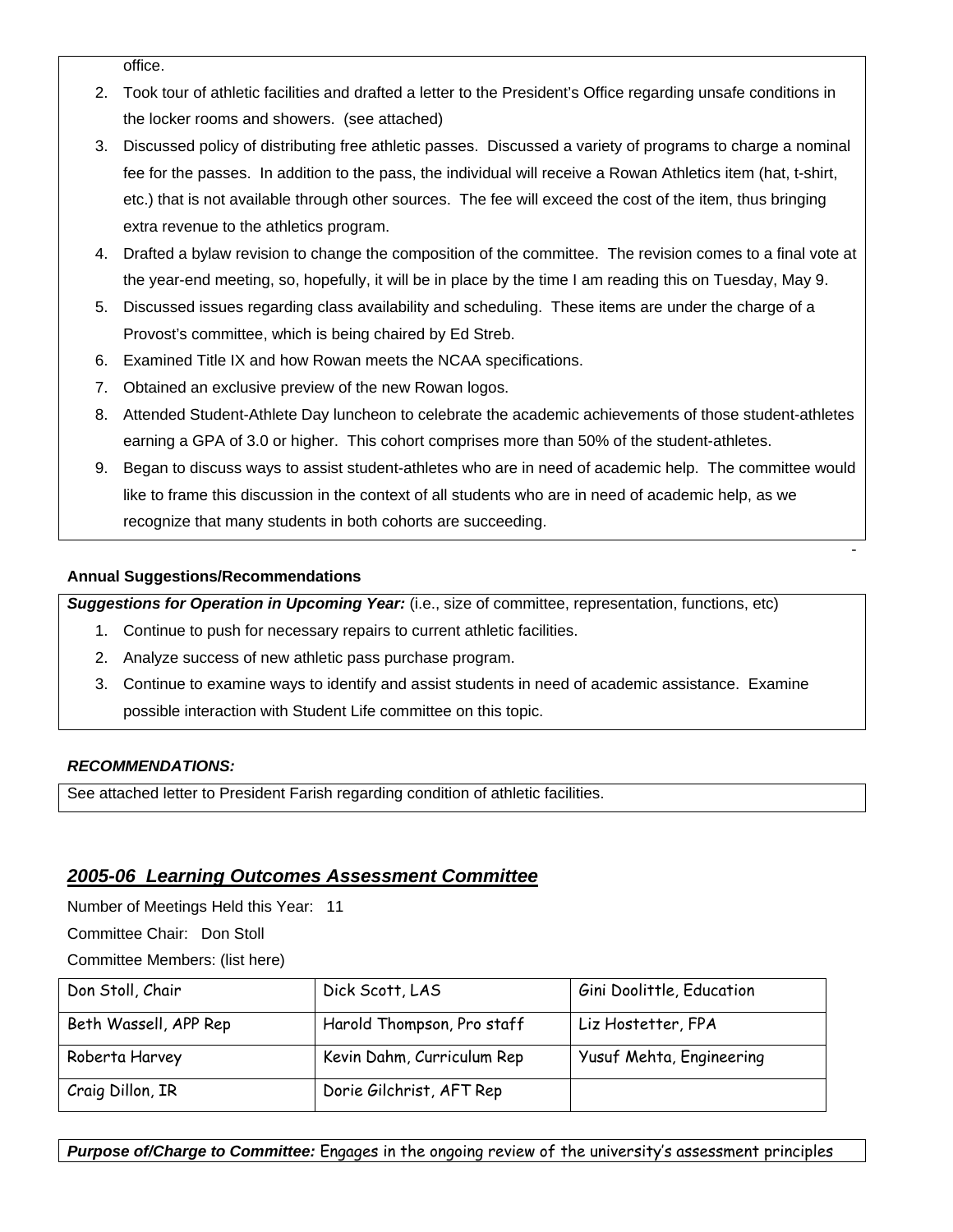office.

2. Took tour of athletic facilities and drafted a letter to the President's Office regarding unsafe conditions in the locker rooms and showers. (see attached)
3. Discussed policy of distributing free athletic passes. Discussed a variety of programs to charge a nominal fee for the passes. In addition to the pass, the individual will receive a Rowan Athletics item (hat, t-shirt, etc.) that is not available through other sources. The fee will exceed the cost of the item, thus bringing extra revenue to the athletics program.
4. Drafted a bylaw revision to change the composition of the committee. The revision comes to a final vote at the year-end meeting, so, hopefully, it will be in place by the time I am reading this on Tuesday, May 9.
5. Discussed issues regarding class availability and scheduling. These items are under the charge of a Provost's committee, which is being chaired by Ed Streb.
6. Examined Title IX and how Rowan meets the NCAA specifications.
7. Obtained an exclusive preview of the new Rowan logos.
8. Attended Student-Athlete Day luncheon to celebrate the academic achievements of those student-athletes earning a GPA of 3.0 or higher. This cohort comprises more than 50% of the student-athletes.
9. Began to discuss ways to assist student-athletes who are in need of academic help. The committee would like to frame this discussion in the context of all students who are in need of academic help, as we recognize that many students in both cohorts are succeeding.

**Annual Suggestions/Recommendations**

***Suggestions for Operation in Upcoming Year:*** (i.e., size of committee, representation, functions, etc)

1. Continue to push for necessary repairs to current athletic facilities.
2. Analyze success of new athletic pass purchase program.
3. Continue to examine ways to identify and assist students in need of academic assistance. Examine possible interaction with Student Life committee on this topic.

***RECOMMENDATIONS:***

See attached letter to President Farish regarding condition of athletic facilities.

## *2005-06 Learning Outcomes Assessment Committee*

Number of Meetings Held this Year: 11

Committee Chair: Don Stoll

Committee Members: (list here)

| | | |
|---|---|---|
| Don Stoll, Chair | Dick Scott, LAS | Gini Doolittle, Education |
| Beth Wassell, APP Rep | Harold Thompson, Pro staff | Liz Hostetter, FPA |
| Roberta Harvey | Kevin Dahm, Curriculum Rep | Yusuf Mehta, Engineering |
| Craig Dillon, IR | Dorie Gilchrist, AFT Rep | |

***Purpose of/Charge to Committee:*** Engages in the ongoing review of the university's assessment principles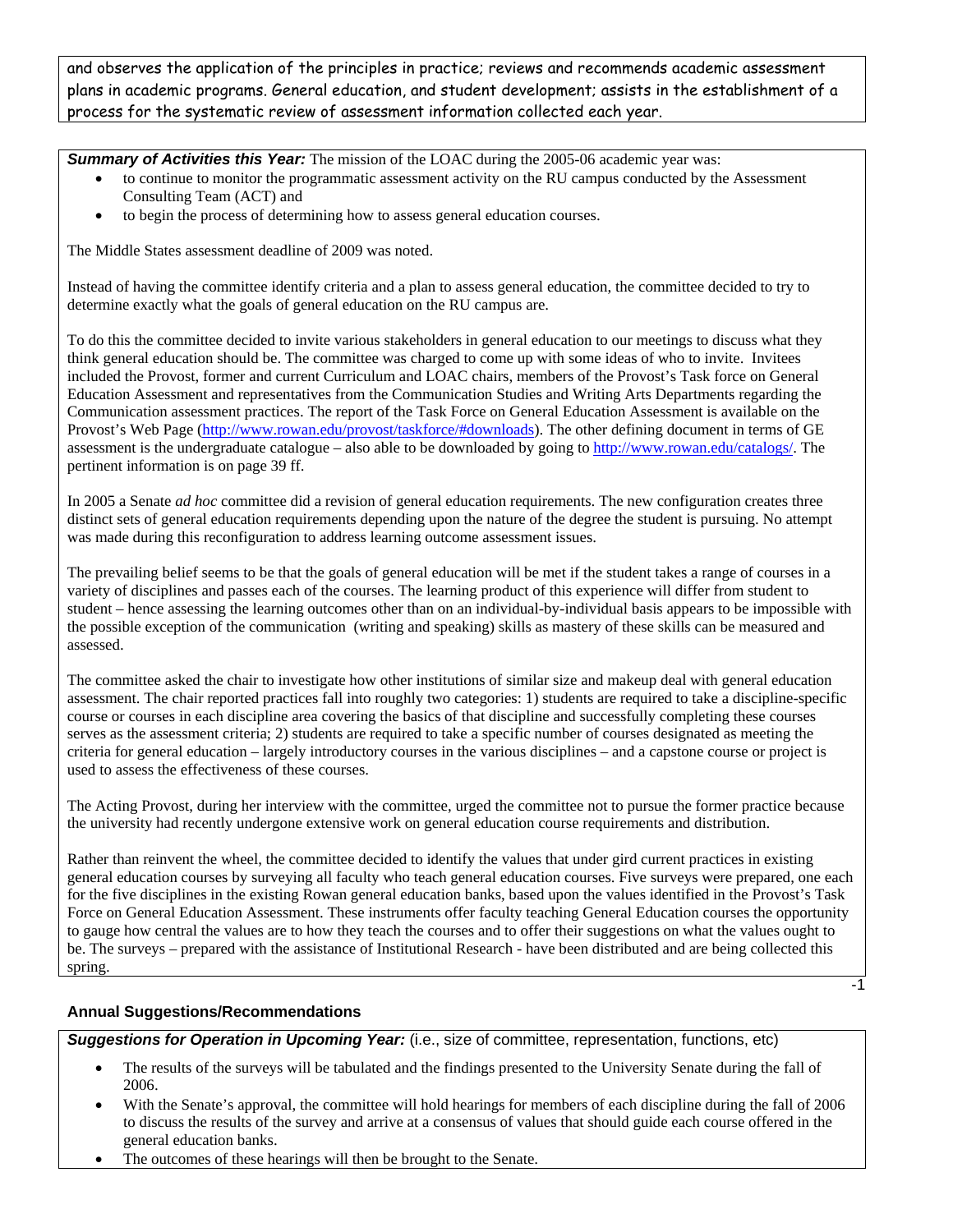and observes the application of the principles in practice; reviews and recommends academic assessment plans in academic programs. General education, and student development; assists in the establishment of a process for the systematic review of assessment information collected each year.

***Summary of Activities this Year:*** The mission of the LOAC during the 2005-06 academic year was:

- to continue to monitor the programmatic assessment activity on the RU campus conducted by the Assessment Consulting Team (ACT) and
- to begin the process of determining how to assess general education courses.

The Middle States assessment deadline of 2009 was noted.

Instead of having the committee identify criteria and a plan to assess general education, the committee decided to try to determine exactly what the goals of general education on the RU campus are.

To do this the committee decided to invite various stakeholders in general education to our meetings to discuss what they think general education should be. The committee was charged to come up with some ideas of who to invite. Invitees included the Provost, former and current Curriculum and LOAC chairs, members of the Provost's Task force on General Education Assessment and representatives from the Communication Studies and Writing Arts Departments regarding the Communication assessment practices. The report of the Task Force on General Education Assessment is available on the Provost's Web Page (http://www.rowan.edu/provost/taskforce/#downloads). The other defining document in terms of GE assessment is the undergraduate catalogue – also able to be downloaded by going to http://www.rowan.edu/catalogs/. The pertinent information is on page 39 ff.

In 2005 a Senate *ad hoc* committee did a revision of general education requirements. The new configuration creates three distinct sets of general education requirements depending upon the nature of the degree the student is pursuing. No attempt was made during this reconfiguration to address learning outcome assessment issues.

The prevailing belief seems to be that the goals of general education will be met if the student takes a range of courses in a variety of disciplines and passes each of the courses. The learning product of this experience will differ from student to student – hence assessing the learning outcomes other than on an individual-by-individual basis appears to be impossible with the possible exception of the communication (writing and speaking) skills as mastery of these skills can be measured and assessed.

The committee asked the chair to investigate how other institutions of similar size and makeup deal with general education assessment. The chair reported practices fall into roughly two categories: 1) students are required to take a discipline-specific course or courses in each discipline area covering the basics of that discipline and successfully completing these courses serves as the assessment criteria; 2) students are required to take a specific number of courses designated as meeting the criteria for general education – largely introductory courses in the various disciplines – and a capstone course or project is used to assess the effectiveness of these courses.

The Acting Provost, during her interview with the committee, urged the committee not to pursue the former practice because the university had recently undergone extensive work on general education course requirements and distribution.

Rather than reinvent the wheel, the committee decided to identify the values that under gird current practices in existing general education courses by surveying all faculty who teach general education courses. Five surveys were prepared, one each for the five disciplines in the existing Rowan general education banks, based upon the values identified in the Provost's Task Force on General Education Assessment. These instruments offer faculty teaching General Education courses the opportunity to gauge how central the values are to how they teach the courses and to offer their suggestions on what the values ought to be. The surveys – prepared with the assistance of Institutional Research - have been distributed and are being collected this spring.

### Annual Suggestions/Recommendations

***Suggestions for Operation in Upcoming Year:*** (i.e., size of committee, representation, functions, etc)

- The results of the surveys will be tabulated and the findings presented to the University Senate during the fall of 2006.
- With the Senate's approval, the committee will hold hearings for members of each discipline during the fall of 2006 to discuss the results of the survey and arrive at a consensus of values that should guide each course offered in the general education banks.
- The outcomes of these hearings will then be brought to the Senate.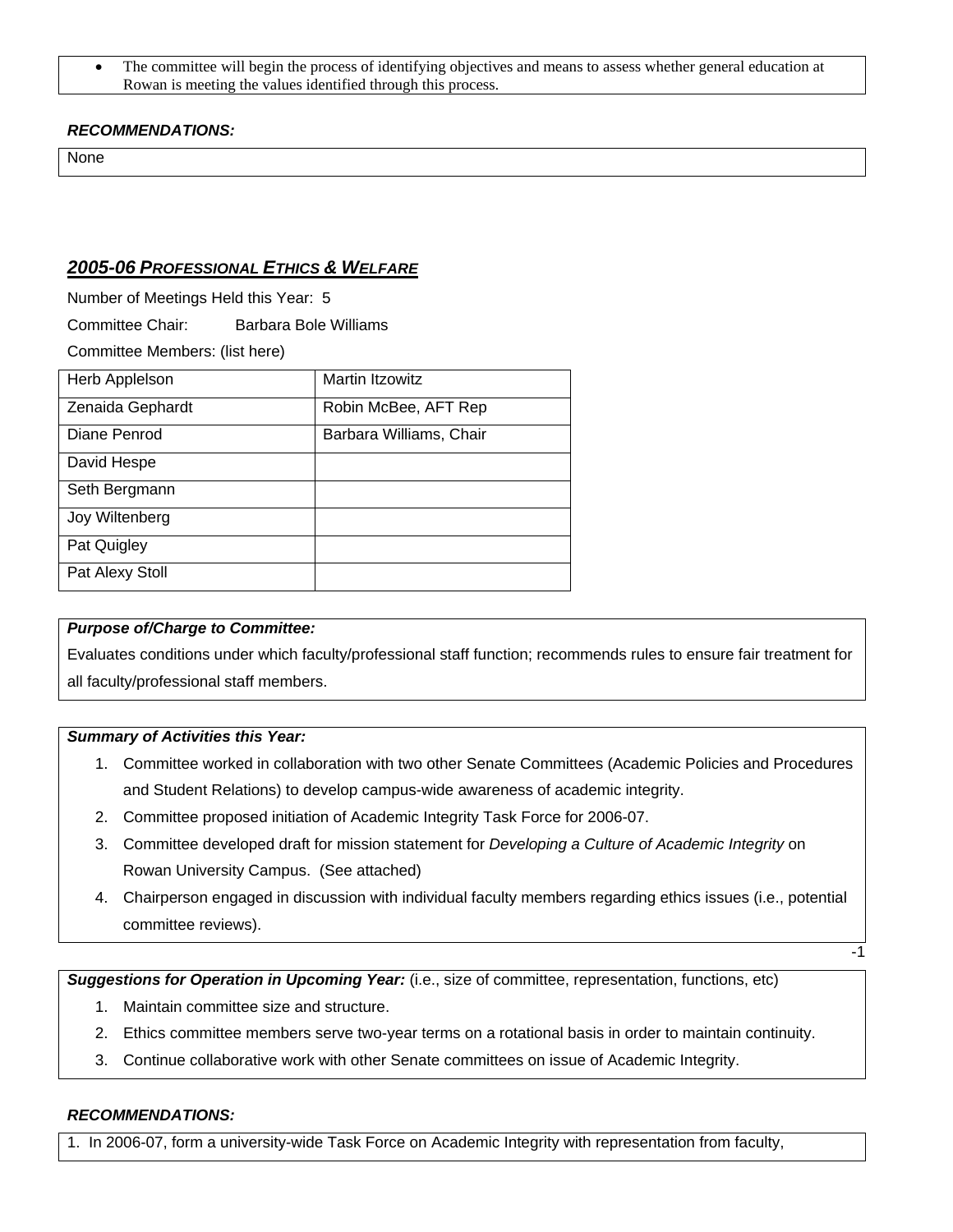- The committee will begin the process of identifying objectives and means to assess whether general education at Rowan is meeting the values identified through this process.

***RECOMMENDATIONS:***

None

## *2005-06 PROFESSIONAL ETHICS & WELFARE*

Number of Meetings Held this Year: 5

Committee Chair: Barbara Bole Williams

Committee Members: (list here)

| | |
|---|---|
| Herb Applelson | Martin Itzowitz |
| Zenaida Gephardt | Robin McBee, AFT Rep |
| Diane Penrod | Barbara Williams, Chair |
| David Hespe | |
| Seth Bergmann | |
| Joy Wiltenberg | |
| Pat Quigley | |
| Pat Alexy Stoll | |

***Purpose of/Charge to Committee:***

Evaluates conditions under which faculty/professional staff function; recommends rules to ensure fair treatment for all faculty/professional staff members.

***Summary of Activities this Year:***

1. Committee worked in collaboration with two other Senate Committees (Academic Policies and Procedures and Student Relations) to develop campus-wide awareness of academic integrity.
2. Committee proposed initiation of Academic Integrity Task Force for 2006-07.
3. Committee developed draft for mission statement for *Developing a Culture of Academic Integrity* on Rowan University Campus. (See attached)
4. Chairperson engaged in discussion with individual faculty members regarding ethics issues (i.e., potential committee reviews).

-1

***Suggestions for Operation in Upcoming Year:*** (i.e., size of committee, representation, functions, etc)

1. Maintain committee size and structure.
2. Ethics committee members serve two-year terms on a rotational basis in order to maintain continuity.
3. Continue collaborative work with other Senate committees on issue of Academic Integrity.

***RECOMMENDATIONS:***

1. In 2006-07, form a university-wide Task Force on Academic Integrity with representation from faculty,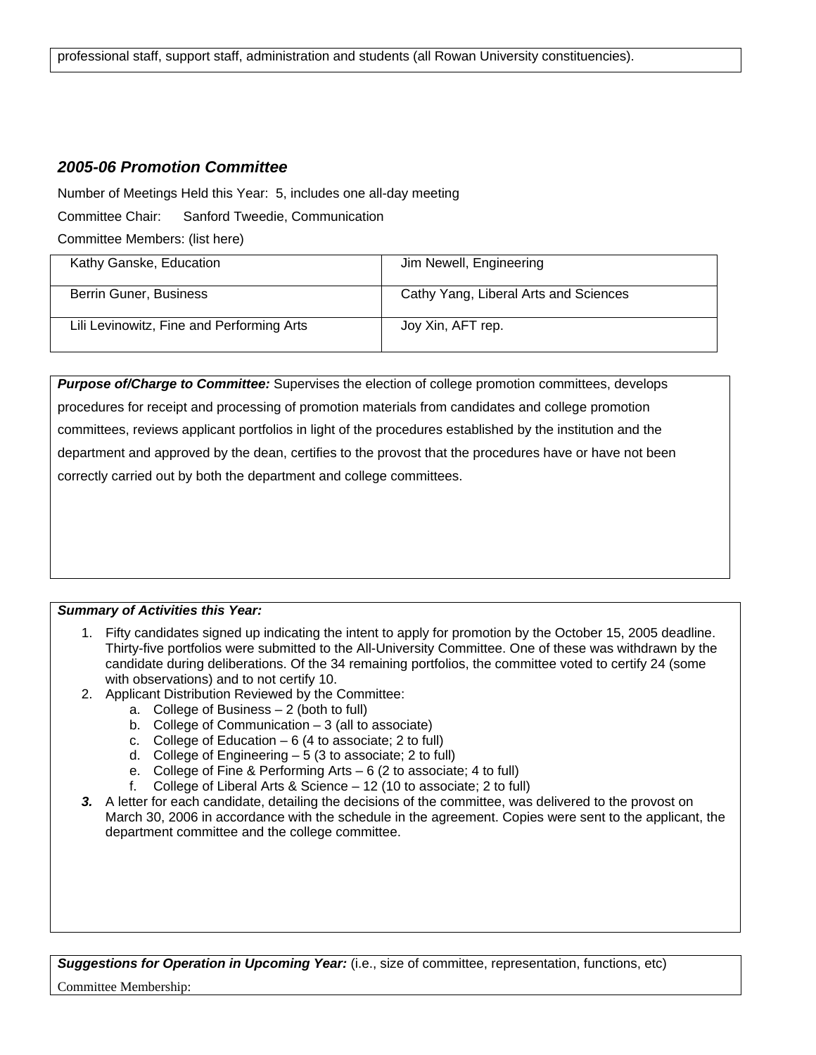professional staff, support staff, administration and students (all Rowan University constituencies).

## *2005-06 Promotion Committee*

Number of Meetings Held this Year: 5, includes one all-day meeting

Committee Chair: Sanford Tweedie, Communication

Committee Members: (list here)

| | |
|---|---|
| Kathy Ganske, Education | Jim Newell, Engineering |
| Berrin Guner, Business | Cathy Yang, Liberal Arts and Sciences |
| Lili Levinowitz, Fine and Performing Arts | Joy Xin, AFT rep. |

***Purpose of/Charge to Committee:*** Supervises the election of college promotion committees, develops procedures for receipt and processing of promotion materials from candidates and college promotion committees, reviews applicant portfolios in light of the procedures established by the institution and the department and approved by the dean, certifies to the provost that the procedures have or have not been correctly carried out by both the department and college committees.

***Summary of Activities this Year:***

1. Fifty candidates signed up indicating the intent to apply for promotion by the October 15, 2005 deadline. Thirty-five portfolios were submitted to the All-University Committee. One of these was withdrawn by the candidate during deliberations. Of the 34 remaining portfolios, the committee voted to certify 24 (some with observations) and to not certify 10.
2. Applicant Distribution Reviewed by the Committee:
   a. College of Business – 2 (both to full)
   b. College of Communication – 3 (all to associate)
   c. College of Education – 6 (4 to associate; 2 to full)
   d. College of Engineering – 5 (3 to associate; 2 to full)
   e. College of Fine & Performing Arts – 6 (2 to associate; 4 to full)
   f. College of Liberal Arts & Science – 12 (10 to associate; 2 to full)
3. A letter for each candidate, detailing the decisions of the committee, was delivered to the provost on March 30, 2006 in accordance with the schedule in the agreement. Copies were sent to the applicant, the department committee and the college committee.

***Suggestions for Operation in Upcoming Year:*** (i.e., size of committee, representation, functions, etc)

Committee Membership: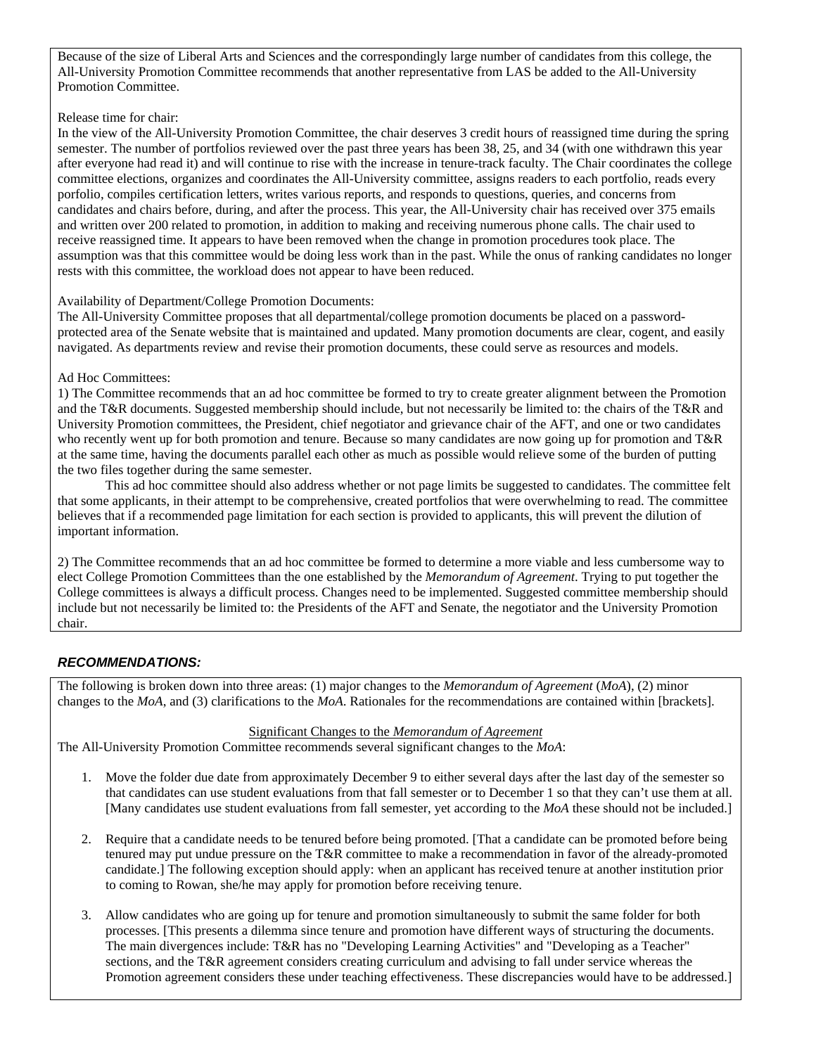Because of the size of Liberal Arts and Sciences and the correspondingly large number of candidates from this college, the All-University Promotion Committee recommends that another representative from LAS be added to the All-University Promotion Committee.

Release time for chair:
In the view of the All-University Promotion Committee, the chair deserves 3 credit hours of reassigned time during the spring semester. The number of portfolios reviewed over the past three years has been 38, 25, and 34 (with one withdrawn this year after everyone had read it) and will continue to rise with the increase in tenure-track faculty. The Chair coordinates the college committee elections, organizes and coordinates the All-University committee, assigns readers to each portfolio, reads every porfolio, compiles certification letters, writes various reports, and responds to questions, queries, and concerns from candidates and chairs before, during, and after the process. This year, the All-University chair has received over 375 emails and written over 200 related to promotion, in addition to making and receiving numerous phone calls. The chair used to receive reassigned time. It appears to have been removed when the change in promotion procedures took place. The assumption was that this committee would be doing less work than in the past. While the onus of ranking candidates no longer rests with this committee, the workload does not appear to have been reduced.

Availability of Department/College Promotion Documents:
The All-University Committee proposes that all departmental/college promotion documents be placed on a password-protected area of the Senate website that is maintained and updated. Many promotion documents are clear, cogent, and easily navigated. As departments review and revise their promotion documents, these could serve as resources and models.

Ad Hoc Committees:
1) The Committee recommends that an ad hoc committee be formed to try to create greater alignment between the Promotion and the T&R documents. Suggested membership should include, but not necessarily be limited to: the chairs of the T&R and University Promotion committees, the President, chief negotiator and grievance chair of the AFT, and one or two candidates who recently went up for both promotion and tenure. Because so many candidates are now going up for promotion and T&R at the same time, having the documents parallel each other as much as possible would relieve some of the burden of putting the two files together during the same semester.

This ad hoc committee should also address whether or not page limits be suggested to candidates. The committee felt that some applicants, in their attempt to be comprehensive, created portfolios that were overwhelming to read. The committee believes that if a recommended page limitation for each section is provided to applicants, this will prevent the dilution of important information.

2) The Committee recommends that an ad hoc committee be formed to determine a more viable and less cumbersome way to elect College Promotion Committees than the one established by the *Memorandum of Agreement*. Trying to put together the College committees is always a difficult process. Changes need to be implemented. Suggested committee membership should include but not necessarily be limited to: the Presidents of the AFT and Senate, the negotiator and the University Promotion chair.

### ***RECOMMENDATIONS:***

The following is broken down into three areas: (1) major changes to the *Memorandum of Agreement* (*MoA*), (2) minor changes to the *MoA*, and (3) clarifications to the *MoA*. Rationales for the recommendations are contained within [brackets].

Significant Changes to the *Memorandum of Agreement*

The All-University Promotion Committee recommends several significant changes to the *MoA*:

1. Move the folder due date from approximately December 9 to either several days after the last day of the semester so that candidates can use student evaluations from that fall semester or to December 1 so that they can't use them at all. [Many candidates use student evaluations from fall semester, yet according to the *MoA* these should not be included.]

2. Require that a candidate needs to be tenured before being promoted. [That a candidate can be promoted before being tenured may put undue pressure on the T&R committee to make a recommendation in favor of the already-promoted candidate.] The following exception should apply: when an applicant has received tenure at another institution prior to coming to Rowan, she/he may apply for promotion before receiving tenure.

3. Allow candidates who are going up for tenure and promotion simultaneously to submit the same folder for both processes. [This presents a dilemma since tenure and promotion have different ways of structuring the documents. The main divergences include: T&R has no "Developing Learning Activities" and "Developing as a Teacher" sections, and the T&R agreement considers creating curriculum and advising to fall under service whereas the Promotion agreement considers these under teaching effectiveness. These discrepancies would have to be addressed.]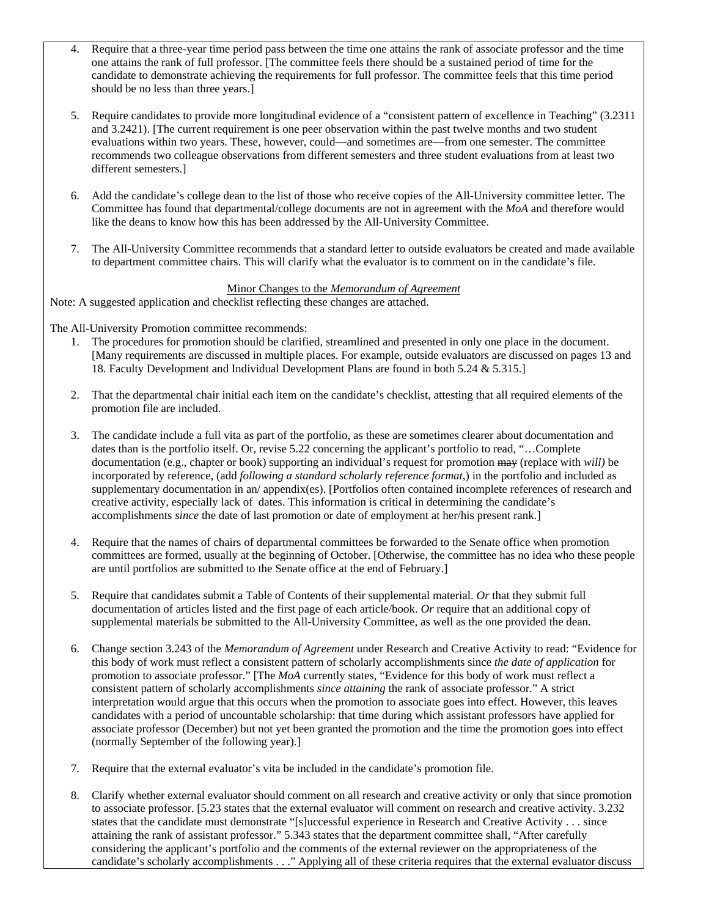4. Require that a three-year time period pass between the time one attains the rank of associate professor and the time one attains the rank of full professor. [The committee feels there should be a sustained period of time for the candidate to demonstrate achieving the requirements for full professor. The committee feels that this time period should be no less than three years.]

5. Require candidates to provide more longitudinal evidence of a "consistent pattern of excellence in Teaching" (3.2311 and 3.2421). [The current requirement is one peer observation within the past twelve months and two student evaluations within two years. These, however, could—and sometimes are—from one semester. The committee recommends two colleague observations from different semesters and three student evaluations from at least two different semesters.]

6. Add the candidate's college dean to the list of those who receive copies of the All-University committee letter. The Committee has found that departmental/college documents are not in agreement with the *MoA* and therefore would like the deans to know how this has been addressed by the All-University Committee.

7. The All-University Committee recommends that a standard letter to outside evaluators be created and made available to department committee chairs. This will clarify what the evaluator is to comment on in the candidate's file.

<u>Minor Changes to the *Memorandum of Agreement*</u>

Note: A suggested application and checklist reflecting these changes are attached.

The All-University Promotion committee recommends:

1. The procedures for promotion should be clarified, streamlined and presented in only one place in the document. [Many requirements are discussed in multiple places. For example, outside evaluators are discussed on pages 13 and 18. Faculty Development and Individual Development Plans are found in both 5.24 & 5.315.]

2. That the departmental chair initial each item on the candidate's checklist, attesting that all required elements of the promotion file are included.

3. The candidate include a full vita as part of the portfolio, as these are sometimes clearer about documentation and dates than is the portfolio itself. Or, revise 5.22 concerning the applicant's portfolio to read, "…Complete documentation (e.g., chapter or book) supporting an individual's request for promotion ~~may~~ (replace with *will)* be incorporated by reference, (add *following a standard scholarly reference format,*) in the portfolio and included as supplementary documentation in an/ appendix(es). [Portfolios often contained incomplete references of research and creative activity, especially lack of dates. This information is critical in determining the candidate's accomplishments *since* the date of last promotion or date of employment at her/his present rank.]

4. Require that the names of chairs of departmental committees be forwarded to the Senate office when promotion committees are formed, usually at the beginning of October. [Otherwise, the committee has no idea who these people are until portfolios are submitted to the Senate office at the end of February.]

5. Require that candidates submit a Table of Contents of their supplemental material. *Or* that they submit full documentation of articles listed and the first page of each article/book. *Or* require that an additional copy of supplemental materials be submitted to the All-University Committee, as well as the one provided the dean.

6. Change section 3.243 of the *Memorandum of Agreement* under Research and Creative Activity to read: "Evidence for this body of work must reflect a consistent pattern of scholarly accomplishments since *the date of application* for promotion to associate professor." [The *MoA* currently states, "Evidence for this body of work must reflect a consistent pattern of scholarly accomplishments *since attaining* the rank of associate professor." A strict interpretation would argue that this occurs when the promotion to associate goes into effect. However, this leaves candidates with a period of uncountable scholarship: that time during which assistant professors have applied for associate professor (December) but not yet been granted the promotion and the time the promotion goes into effect (normally September of the following year).]

7. Require that the external evaluator's vita be included in the candidate's promotion file.

8. Clarify whether external evaluator should comment on all research and creative activity or only that since promotion to associate professor. [5.23 states that the external evaluator will comment on research and creative activity. 3.232 states that the candidate must demonstrate "[s]uccessful experience in Research and Creative Activity . . . since attaining the rank of assistant professor." 5.343 states that the department committee shall, "After carefully considering the applicant's portfolio and the comments of the external reviewer on the appropriateness of the candidate's scholarly accomplishments . . ." Applying all of these criteria requires that the external evaluator discuss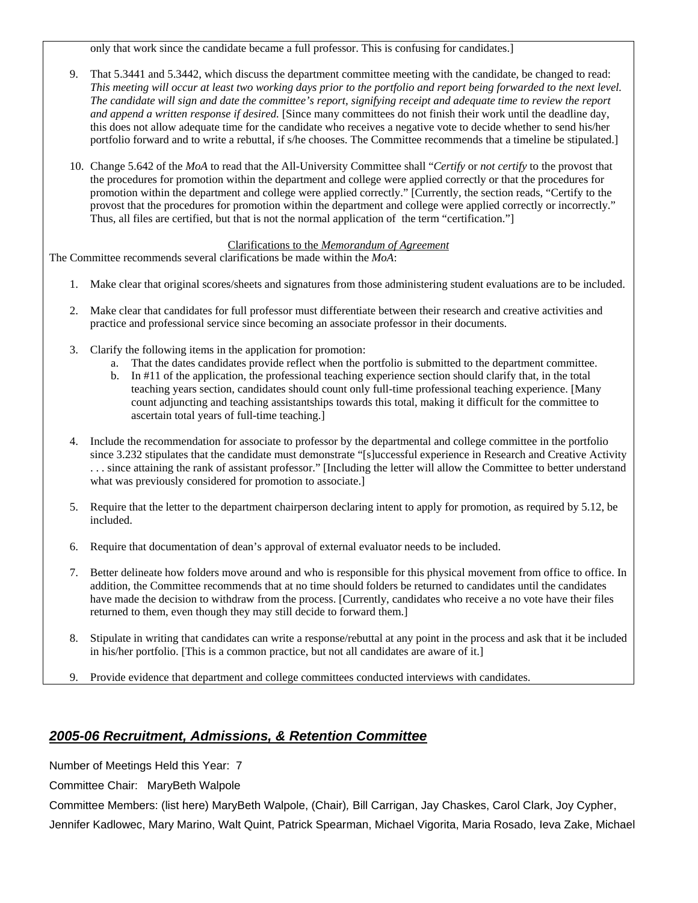only that work since the candidate became a full professor. This is confusing for candidates.]

9. That 5.3441 and 5.3442, which discuss the department committee meeting with the candidate, be changed to read: *This meeting will occur at least two working days prior to the portfolio and report being forwarded to the next level. The candidate will sign and date the committee's report, signifying receipt and adequate time to review the report and append a written response if desired.* [Since many committees do not finish their work until the deadline day, this does not allow adequate time for the candidate who receives a negative vote to decide whether to send his/her portfolio forward and to write a rebuttal, if s/he chooses. The Committee recommends that a timeline be stipulated.]

10. Change 5.642 of the *MoA* to read that the All-University Committee shall "*Certify* or *not certify* to the provost that the procedures for promotion within the department and college were applied correctly or that the procedures for promotion within the department and college were applied correctly." [Currently, the section reads, "Certify to the provost that the procedures for promotion within the department and college were applied correctly or incorrectly." Thus, all files are certified, but that is not the normal application of the term "certification."]

Clarifications to the *Memorandum of Agreement*

The Committee recommends several clarifications be made within the *MoA*:

1. Make clear that original scores/sheets and signatures from those administering student evaluations are to be included.

2. Make clear that candidates for full professor must differentiate between their research and creative activities and practice and professional service since becoming an associate professor in their documents.

3. Clarify the following items in the application for promotion:
   a. That the dates candidates provide reflect when the portfolio is submitted to the department committee.
   b. In #11 of the application, the professional teaching experience section should clarify that, in the total teaching years section, candidates should count only full-time professional teaching experience. [Many count adjuncting and teaching assistantships towards this total, making it difficult for the committee to ascertain total years of full-time teaching.]

4. Include the recommendation for associate to professor by the departmental and college committee in the portfolio since 3.232 stipulates that the candidate must demonstrate "[s]uccessful experience in Research and Creative Activity . . . since attaining the rank of assistant professor." [Including the letter will allow the Committee to better understand what was previously considered for promotion to associate.]

5. Require that the letter to the department chairperson declaring intent to apply for promotion, as required by 5.12, be included.

6. Require that documentation of dean's approval of external evaluator needs to be included.

7. Better delineate how folders move around and who is responsible for this physical movement from office to office. In addition, the Committee recommends that at no time should folders be returned to candidates until the candidates have made the decision to withdraw from the process. [Currently, candidates who receive a no vote have their files returned to them, even though they may still decide to forward them.]

8. Stipulate in writing that candidates can write a response/rebuttal at any point in the process and ask that it be included in his/her portfolio. [This is a common practice, but not all candidates are aware of it.]

9. Provide evidence that department and college committees conducted interviews with candidates.

## *2005-06 Recruitment, Admissions, & Retention Committee*

Number of Meetings Held this Year: 7

Committee Chair: MaryBeth Walpole

Committee Members: (list here) MaryBeth Walpole, (Chair), Bill Carrigan, Jay Chaskes, Carol Clark, Joy Cypher, Jennifer Kadlowec, Mary Marino, Walt Quint, Patrick Spearman, Michael Vigorita, Maria Rosado, Ieva Zake, Michael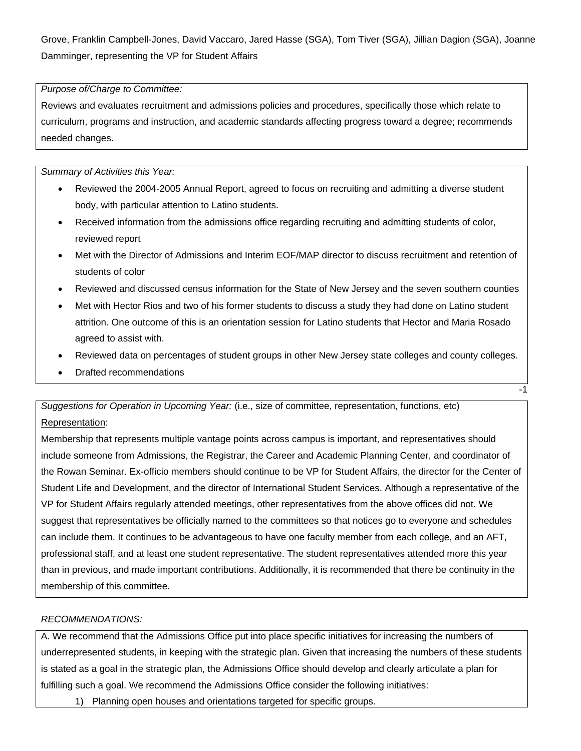Grove, Franklin Campbell-Jones, David Vaccaro, Jared Hasse (SGA), Tom Tiver (SGA), Jillian Dagion (SGA), Joanne Damminger, representing the VP for Student Affairs

*Purpose of/Charge to Committee:*

Reviews and evaluates recruitment and admissions policies and procedures, specifically those which relate to curriculum, programs and instruction, and academic standards affecting progress toward a degree; recommends needed changes.

*Summary of Activities this Year:*

- Reviewed the 2004-2005 Annual Report, agreed to focus on recruiting and admitting a diverse student body, with particular attention to Latino students.
- Received information from the admissions office regarding recruiting and admitting students of color, reviewed report
- Met with the Director of Admissions and Interim EOF/MAP director to discuss recruitment and retention of students of color
- Reviewed and discussed census information for the State of New Jersey and the seven southern counties
- Met with Hector Rios and two of his former students to discuss a study they had done on Latino student attrition. One outcome of this is an orientation session for Latino students that Hector and Maria Rosado agreed to assist with.
- Reviewed data on percentages of student groups in other New Jersey state colleges and county colleges.
- Drafted recommendations

*Suggestions for Operation in Upcoming Year:* (i.e., size of committee, representation, functions, etc)

Representation:

Membership that represents multiple vantage points across campus is important, and representatives should include someone from Admissions, the Registrar, the Career and Academic Planning Center, and coordinator of the Rowan Seminar. Ex-officio members should continue to be VP for Student Affairs, the director for the Center of Student Life and Development, and the director of International Student Services. Although a representative of the VP for Student Affairs regularly attended meetings, other representatives from the above offices did not. We suggest that representatives be officially named to the committees so that notices go to everyone and schedules can include them. It continues to be advantageous to have one faculty member from each college, and an AFT, professional staff, and at least one student representative. The student representatives attended more this year than in previous, and made important contributions. Additionally, it is recommended that there be continuity in the membership of this committee.

*RECOMMENDATIONS:*

A. We recommend that the Admissions Office put into place specific initiatives for increasing the numbers of underrepresented students, in keeping with the strategic plan. Given that increasing the numbers of these students is stated as a goal in the strategic plan, the Admissions Office should develop and clearly articulate a plan for fulfilling such a goal. We recommend the Admissions Office consider the following initiatives:

1) Planning open houses and orientations targeted for specific groups.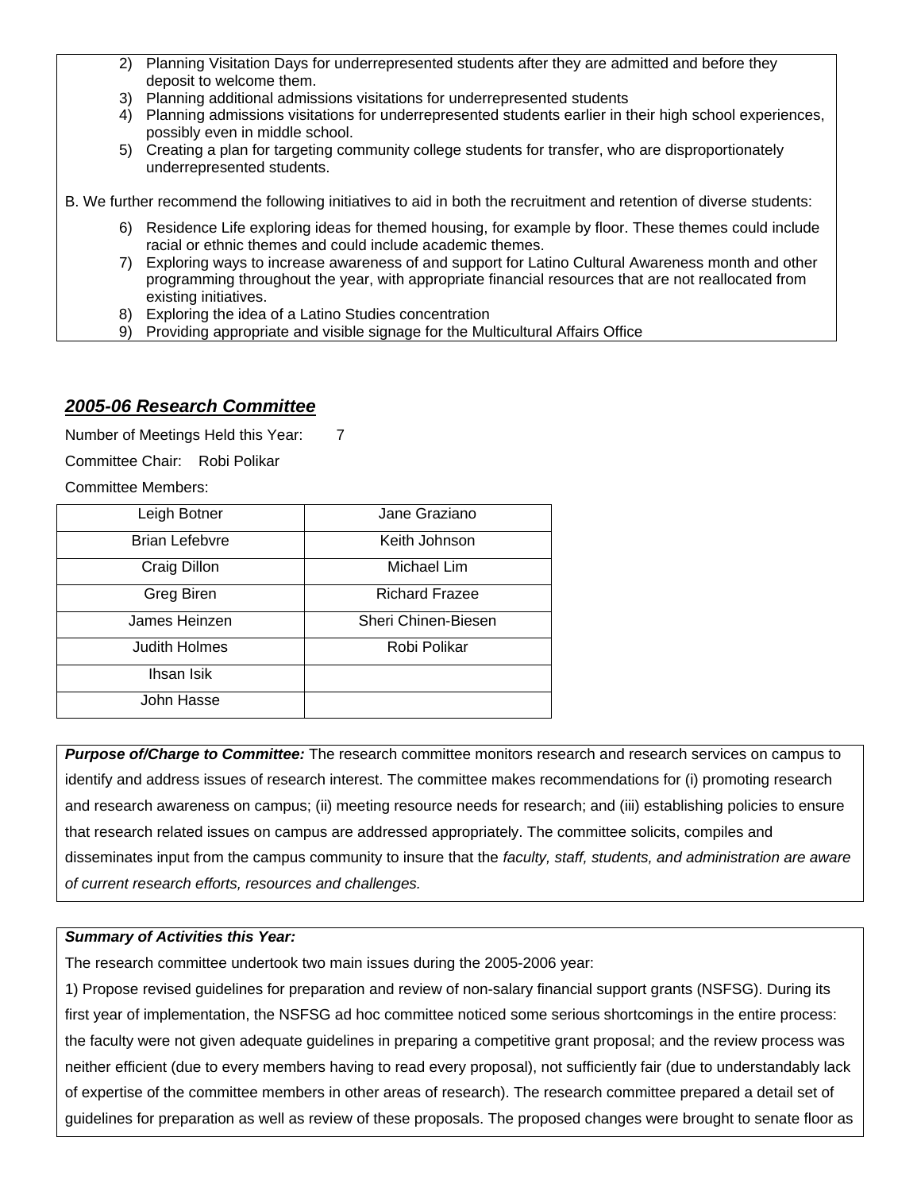2) Planning Visitation Days for underrepresented students after they are admitted and before they deposit to welcome them.
3) Planning additional admissions visitations for underrepresented students
4) Planning admissions visitations for underrepresented students earlier in their high school experiences, possibly even in middle school.
5) Creating a plan for targeting community college students for transfer, who are disproportionately underrepresented students.

B. We further recommend the following initiatives to aid in both the recruitment and retention of diverse students:

6) Residence Life exploring ideas for themed housing, for example by floor. These themes could include racial or ethnic themes and could include academic themes.
7) Exploring ways to increase awareness of and support for Latino Cultural Awareness month and other programming throughout the year, with appropriate financial resources that are not reallocated from existing initiatives.
8) Exploring the idea of a Latino Studies concentration
9) Providing appropriate and visible signage for the Multicultural Affairs Office

## *2005-06 Research Committee*

Number of Meetings Held this Year: 7

Committee Chair: Robi Polikar

Committee Members:

| | |
|---|---|
| Leigh Botner | Jane Graziano |
| Brian Lefebvre | Keith Johnson |
| Craig Dillon | Michael Lim |
| Greg Biren | Richard Frazee |
| James Heinzen | Sheri Chinen-Biesen |
| Judith Holmes | Robi Polikar |
| Ihsan Isik | |
| John Hasse | |

***Purpose of/Charge to Committee:*** The research committee monitors research and research services on campus to identify and address issues of research interest. The committee makes recommendations for (i) promoting research and research awareness on campus; (ii) meeting resource needs for research; and (iii) establishing policies to ensure that research related issues on campus are addressed appropriately. The committee solicits, compiles and disseminates input from the campus community to insure that the *faculty, staff, students, and administration are aware of current research efforts, resources and challenges.*

***Summary of Activities this Year:***

The research committee undertook two main issues during the 2005-2006 year:

1) Propose revised guidelines for preparation and review of non-salary financial support grants (NSFSG). During its first year of implementation, the NSFSG ad hoc committee noticed some serious shortcomings in the entire process: the faculty were not given adequate guidelines in preparing a competitive grant proposal; and the review process was neither efficient (due to every members having to read every proposal), not sufficiently fair (due to understandably lack of expertise of the committee members in other areas of research). The research committee prepared a detail set of guidelines for preparation as well as review of these proposals. The proposed changes were brought to senate floor as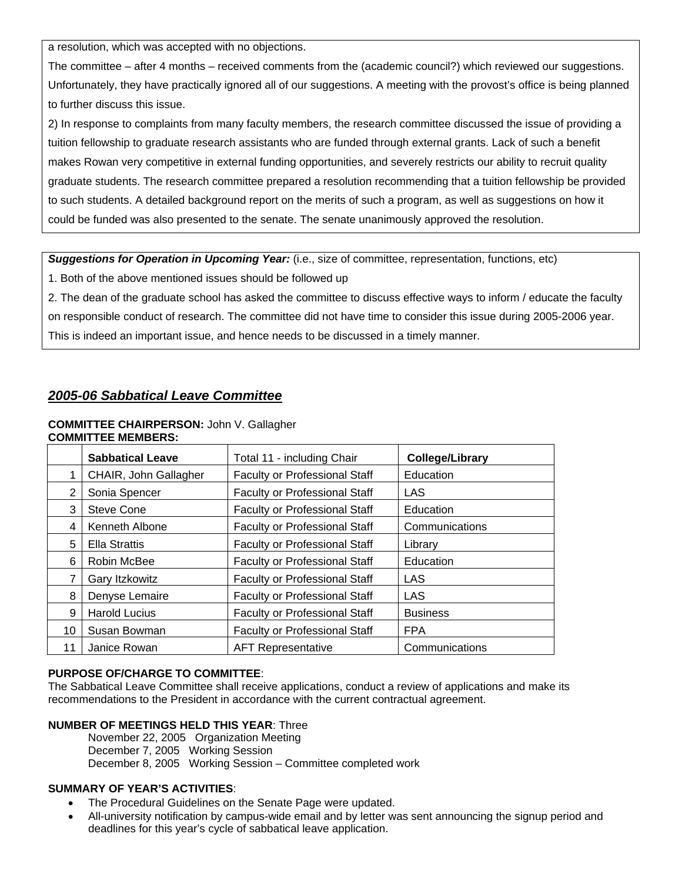a resolution, which was accepted with no objections.

The committee – after 4 months – received comments from the (academic council?) which reviewed our suggestions. Unfortunately, they have practically ignored all of our suggestions. A meeting with the provost's office is being planned to further discuss this issue.

2) In response to complaints from many faculty members, the research committee discussed the issue of providing a tuition fellowship to graduate research assistants who are funded through external grants. Lack of such a benefit makes Rowan very competitive in external funding opportunities, and severely restricts our ability to recruit quality graduate students. The research committee prepared a resolution recommending that a tuition fellowship be provided to such students. A detailed background report on the merits of such a program, as well as suggestions on how it could be funded was also presented to the senate. The senate unanimously approved the resolution.

***Suggestions for Operation in Upcoming Year:*** (i.e., size of committee, representation, functions, etc)

1. Both of the above mentioned issues should be followed up
2. The dean of the graduate school has asked the committee to discuss effective ways to inform / educate the faculty on responsible conduct of research. The committee did not have time to consider this issue during 2005-2006 year. This is indeed an important issue, and hence needs to be discussed in a timely manner.

## *2005-06 Sabbatical Leave Committee*

**COMMITTEE CHAIRPERSON:** John V. Gallagher
**COMMITTEE MEMBERS:**

| | **Sabbatical Leave** | Total 11 - including Chair | **College/Library** |
|---|---|---|---|
| 1 | CHAIR, John Gallagher | Faculty or Professional Staff | Education |
| 2 | Sonia Spencer | Faculty or Professional Staff | LAS |
| 3 | Steve Cone | Faculty or Professional Staff | Education |
| 4 | Kenneth Albone | Faculty or Professional Staff | Communications |
| 5 | Ella Strattis | Faculty or Professional Staff | Library |
| 6 | Robin McBee | Faculty or Professional Staff | Education |
| 7 | Gary Itzkowitz | Faculty or Professional Staff | LAS |
| 8 | Denyse Lemaire | Faculty or Professional Staff | LAS |
| 9 | Harold Lucius | Faculty or Professional Staff | Business |
| 10 | Susan Bowman | Faculty or Professional Staff | FPA |
| 11 | Janice Rowan | AFT Representative | Communications |

**PURPOSE OF/CHARGE TO COMMITTEE**:
The Sabbatical Leave Committee shall receive applications, conduct a review of applications and make its recommendations to the President in accordance with the current contractual agreement.

**NUMBER OF MEETINGS HELD THIS YEAR**: Three

November 22, 2005 Organization Meeting
December 7, 2005 Working Session
December 8, 2005 Working Session – Committee completed work

**SUMMARY OF YEAR'S ACTIVITIES**:

- The Procedural Guidelines on the Senate Page were updated.
- All-university notification by campus-wide email and by letter was sent announcing the signup period and deadlines for this year's cycle of sabbatical leave application.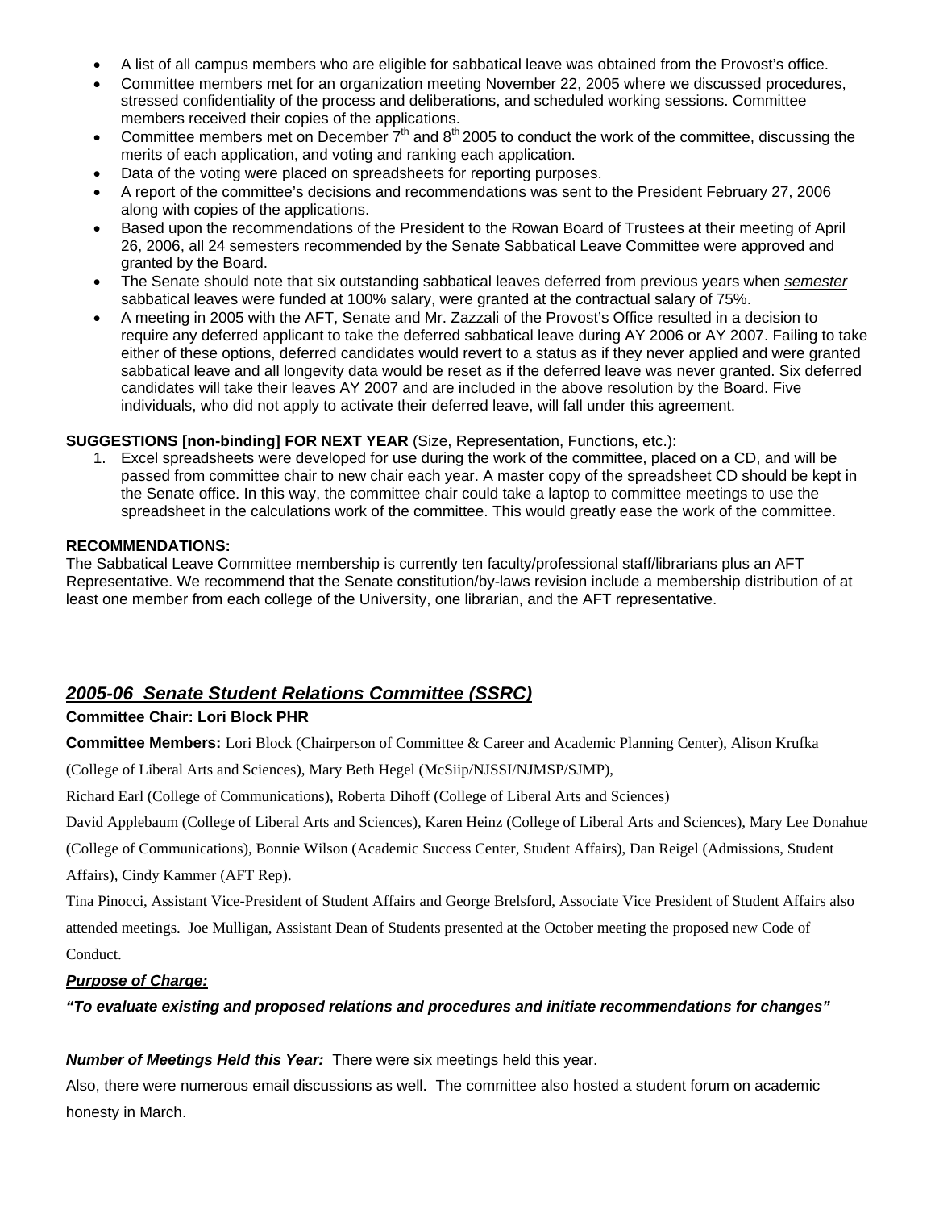- A list of all campus members who are eligible for sabbatical leave was obtained from the Provost's office.
- Committee members met for an organization meeting November 22, 2005 where we discussed procedures, stressed confidentiality of the process and deliberations, and scheduled working sessions. Committee members received their copies of the applications.
- Committee members met on December 7th and 8th 2005 to conduct the work of the committee, discussing the merits of each application, and voting and ranking each application.
- Data of the voting were placed on spreadsheets for reporting purposes.
- A report of the committee's decisions and recommendations was sent to the President February 27, 2006 along with copies of the applications.
- Based upon the recommendations of the President to the Rowan Board of Trustees at their meeting of April 26, 2006, all 24 semesters recommended by the Senate Sabbatical Leave Committee were approved and granted by the Board.
- The Senate should note that six outstanding sabbatical leaves deferred from previous years when *semester* sabbatical leaves were funded at 100% salary, were granted at the contractual salary of 75%.
- A meeting in 2005 with the AFT, Senate and Mr. Zazzali of the Provost's Office resulted in a decision to require any deferred applicant to take the deferred sabbatical leave during AY 2006 or AY 2007. Failing to take either of these options, deferred candidates would revert to a status as if they never applied and were granted sabbatical leave and all longevity data would be reset as if the deferred leave was never granted. Six deferred candidates will take their leaves AY 2007 and are included in the above resolution by the Board. Five individuals, who did not apply to activate their deferred leave, will fall under this agreement.

**SUGGESTIONS [non-binding] FOR NEXT YEAR** (Size, Representation, Functions, etc.):

1. Excel spreadsheets were developed for use during the work of the committee, placed on a CD, and will be passed from committee chair to new chair each year. A master copy of the spreadsheet CD should be kept in the Senate office. In this way, the committee chair could take a laptop to committee meetings to use the spreadsheet in the calculations work of the committee. This would greatly ease the work of the committee.

**RECOMMENDATIONS:**

The Sabbatical Leave Committee membership is currently ten faculty/professional staff/librarians plus an AFT Representative. We recommend that the Senate constitution/by-laws revision include a membership distribution of at least one member from each college of the University, one librarian, and the AFT representative.

## *2005-06 Senate Student Relations Committee (SSRC)*

**Committee Chair: Lori Block PHR**

**Committee Members:** Lori Block (Chairperson of Committee & Career and Academic Planning Center), Alison Krufka (College of Liberal Arts and Sciences), Mary Beth Hegel (McSiip/NJSSI/NJMSP/SJMP), Richard Earl (College of Communications), Roberta Dihoff (College of Liberal Arts and Sciences) David Applebaum (College of Liberal Arts and Sciences), Karen Heinz (College of Liberal Arts and Sciences), Mary Lee Donahue (College of Communications), Bonnie Wilson (Academic Success Center, Student Affairs), Dan Reigel (Admissions, Student Affairs), Cindy Kammer (AFT Rep).

Tina Pinocci, Assistant Vice-President of Student Affairs and George Brelsford, Associate Vice President of Student Affairs also attended meetings. Joe Mulligan, Assistant Dean of Students presented at the October meeting the proposed new Code of Conduct.

***Purpose of Charge:***

***"To evaluate existing and proposed relations and procedures and initiate recommendations for changes"***

***Number of Meetings Held this Year:*** There were six meetings held this year.

Also, there were numerous email discussions as well. The committee also hosted a student forum on academic honesty in March.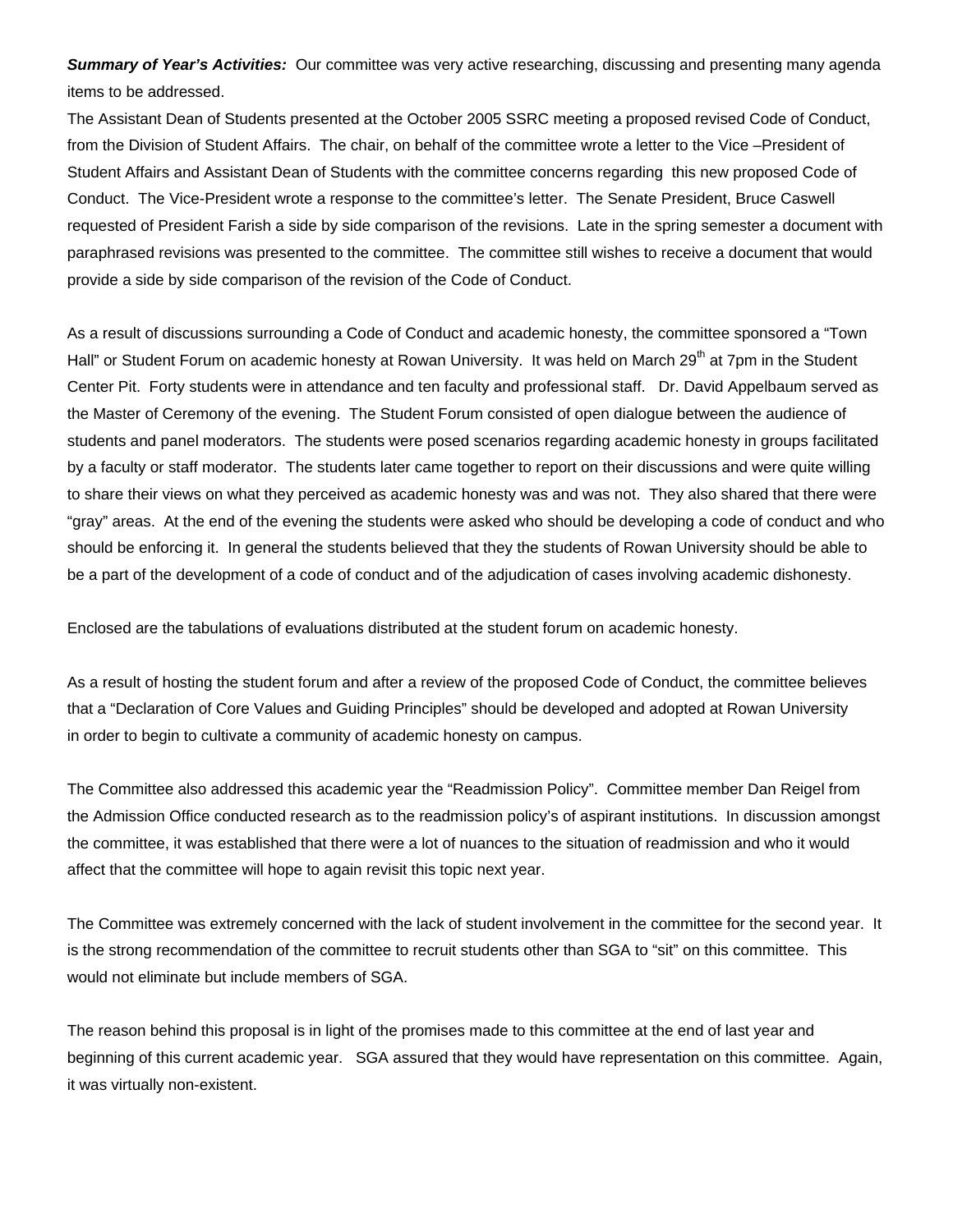***Summary of Year's Activities:*** Our committee was very active researching, discussing and presenting many agenda items to be addressed.

The Assistant Dean of Students presented at the October 2005 SSRC meeting a proposed revised Code of Conduct, from the Division of Student Affairs. The chair, on behalf of the committee wrote a letter to the Vice –President of Student Affairs and Assistant Dean of Students with the committee concerns regarding this new proposed Code of Conduct. The Vice-President wrote a response to the committee's letter. The Senate President, Bruce Caswell requested of President Farish a side by side comparison of the revisions. Late in the spring semester a document with paraphrased revisions was presented to the committee. The committee still wishes to receive a document that would provide a side by side comparison of the revision of the Code of Conduct.

As a result of discussions surrounding a Code of Conduct and academic honesty, the committee sponsored a "Town Hall" or Student Forum on academic honesty at Rowan University. It was held on March 29th at 7pm in the Student Center Pit. Forty students were in attendance and ten faculty and professional staff. Dr. David Appelbaum served as the Master of Ceremony of the evening. The Student Forum consisted of open dialogue between the audience of students and panel moderators. The students were posed scenarios regarding academic honesty in groups facilitated by a faculty or staff moderator. The students later came together to report on their discussions and were quite willing to share their views on what they perceived as academic honesty was and was not. They also shared that there were "gray" areas. At the end of the evening the students were asked who should be developing a code of conduct and who should be enforcing it. In general the students believed that they the students of Rowan University should be able to be a part of the development of a code of conduct and of the adjudication of cases involving academic dishonesty.

Enclosed are the tabulations of evaluations distributed at the student forum on academic honesty.

As a result of hosting the student forum and after a review of the proposed Code of Conduct, the committee believes that a "Declaration of Core Values and Guiding Principles" should be developed and adopted at Rowan University in order to begin to cultivate a community of academic honesty on campus.

The Committee also addressed this academic year the "Readmission Policy". Committee member Dan Reigel from the Admission Office conducted research as to the readmission policy's of aspirant institutions. In discussion amongst the committee, it was established that there were a lot of nuances to the situation of readmission and who it would affect that the committee will hope to again revisit this topic next year.

The Committee was extremely concerned with the lack of student involvement in the committee for the second year. It is the strong recommendation of the committee to recruit students other than SGA to "sit" on this committee. This would not eliminate but include members of SGA.

The reason behind this proposal is in light of the promises made to this committee at the end of last year and beginning of this current academic year. SGA assured that they would have representation on this committee. Again, it was virtually non-existent.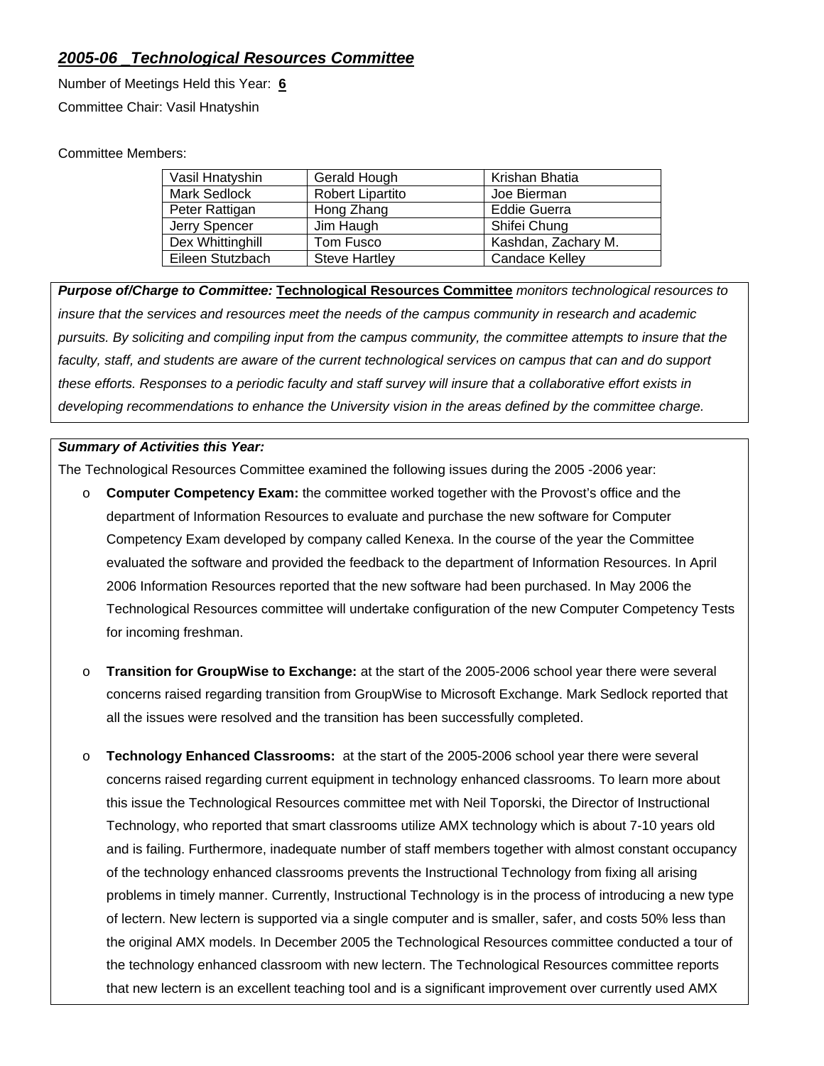## ***2005-06 _Technological Resources Committee***

Number of Meetings Held this Year: **6**

Committee Chair: Vasil Hnatyshin

Committee Members:

| | | |
|---|---|---|
| Vasil Hnatyshin | Gerald Hough | Krishan Bhatia |
| Mark Sedlock | Robert Lipartito | Joe Bierman |
| Peter Rattigan | Hong Zhang | Eddie Guerra |
| Jerry Spencer | Jim Haugh | Shifei Chung |
| Dex Whittinghill | Tom Fusco | Kashdan, Zachary M. |
| Eileen Stutzbach | Steve Hartley | Candace Kelley |

***Purpose of/Charge to Committee:*** **Technological Resources Committee** *monitors technological resources to insure that the services and resources meet the needs of the campus community in research and academic pursuits. By soliciting and compiling input from the campus community, the committee attempts to insure that the faculty, staff, and students are aware of the current technological services on campus that can and do support these efforts. Responses to a periodic faculty and staff survey will insure that a collaborative effort exists in developing recommendations to enhance the University vision in the areas defined by the committee charge.*

***Summary of Activities this Year:***

The Technological Resources Committee examined the following issues during the 2005 -2006 year:

- **Computer Competency Exam:** the committee worked together with the Provost's office and the department of Information Resources to evaluate and purchase the new software for Computer Competency Exam developed by company called Kenexa. In the course of the year the Committee evaluated the software and provided the feedback to the department of Information Resources. In April 2006 Information Resources reported that the new software had been purchased. In May 2006 the Technological Resources committee will undertake configuration of the new Computer Competency Tests for incoming freshman.

- **Transition for GroupWise to Exchange:** at the start of the 2005-2006 school year there were several concerns raised regarding transition from GroupWise to Microsoft Exchange. Mark Sedlock reported that all the issues were resolved and the transition has been successfully completed.

- **Technology Enhanced Classrooms:** at the start of the 2005-2006 school year there were several concerns raised regarding current equipment in technology enhanced classrooms. To learn more about this issue the Technological Resources committee met with Neil Toporski, the Director of Instructional Technology, who reported that smart classrooms utilize AMX technology which is about 7-10 years old and is failing. Furthermore, inadequate number of staff members together with almost constant occupancy of the technology enhanced classrooms prevents the Instructional Technology from fixing all arising problems in timely manner. Currently, Instructional Technology is in the process of introducing a new type of lectern. New lectern is supported via a single computer and is smaller, safer, and costs 50% less than the original AMX models. In December 2005 the Technological Resources committee conducted a tour of the technology enhanced classroom with new lectern. The Technological Resources committee reports that new lectern is an excellent teaching tool and is a significant improvement over currently used AMX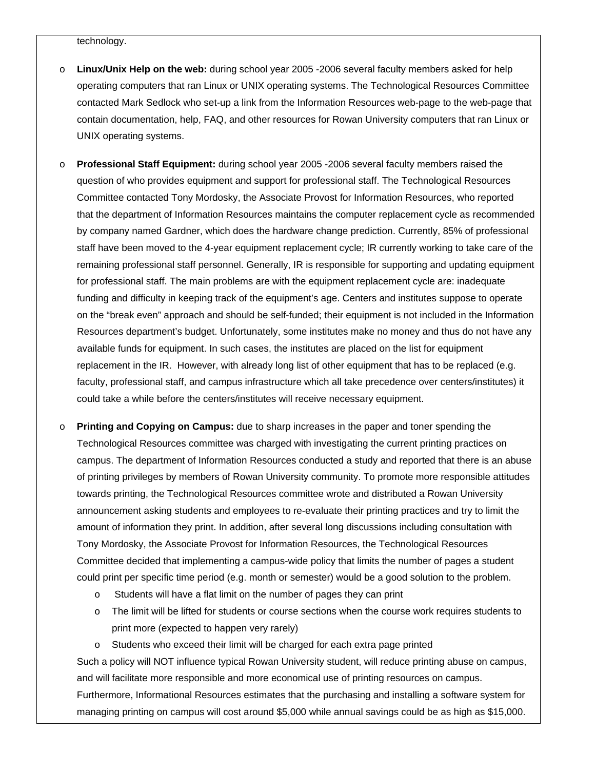technology.

- **Linux/Unix Help on the web:** during school year 2005 -2006 several faculty members asked for help operating computers that ran Linux or UNIX operating systems. The Technological Resources Committee contacted Mark Sedlock who set-up a link from the Information Resources web-page to the web-page that contain documentation, help, FAQ, and other resources for Rowan University computers that ran Linux or UNIX operating systems.

- **Professional Staff Equipment:** during school year 2005 -2006 several faculty members raised the question of who provides equipment and support for professional staff. The Technological Resources Committee contacted Tony Mordosky, the Associate Provost for Information Resources, who reported that the department of Information Resources maintains the computer replacement cycle as recommended by company named Gardner, which does the hardware change prediction. Currently, 85% of professional staff have been moved to the 4-year equipment replacement cycle; IR currently working to take care of the remaining professional staff personnel. Generally, IR is responsible for supporting and updating equipment for professional staff. The main problems are with the equipment replacement cycle are: inadequate funding and difficulty in keeping track of the equipment's age. Centers and institutes suppose to operate on the "break even" approach and should be self-funded; their equipment is not included in the Information Resources department's budget. Unfortunately, some institutes make no money and thus do not have any available funds for equipment. In such cases, the institutes are placed on the list for equipment replacement in the IR. However, with already long list of other equipment that has to be replaced (e.g. faculty, professional staff, and campus infrastructure which all take precedence over centers/institutes) it could take a while before the centers/institutes will receive necessary equipment.

- **Printing and Copying on Campus:** due to sharp increases in the paper and toner spending the Technological Resources committee was charged with investigating the current printing practices on campus. The department of Information Resources conducted a study and reported that there is an abuse of printing privileges by members of Rowan University community. To promote more responsible attitudes towards printing, the Technological Resources committee wrote and distributed a Rowan University announcement asking students and employees to re-evaluate their printing practices and try to limit the amount of information they print. In addition, after several long discussions including consultation with Tony Mordosky, the Associate Provost for Information Resources, the Technological Resources Committee decided that implementing a campus-wide policy that limits the number of pages a student could print per specific time period (e.g. month or semester) would be a good solution to the problem.
    - Students will have a flat limit on the number of pages they can print
    - The limit will be lifted for students or course sections when the course work requires students to print more (expected to happen very rarely)
    - Students who exceed their limit will be charged for each extra page printed

  Such a policy will NOT influence typical Rowan University student, will reduce printing abuse on campus, and will facilitate more responsible and more economical use of printing resources on campus. Furthermore, Informational Resources estimates that the purchasing and installing a software system for managing printing on campus will cost around $5,000 while annual savings could be as high as $15,000.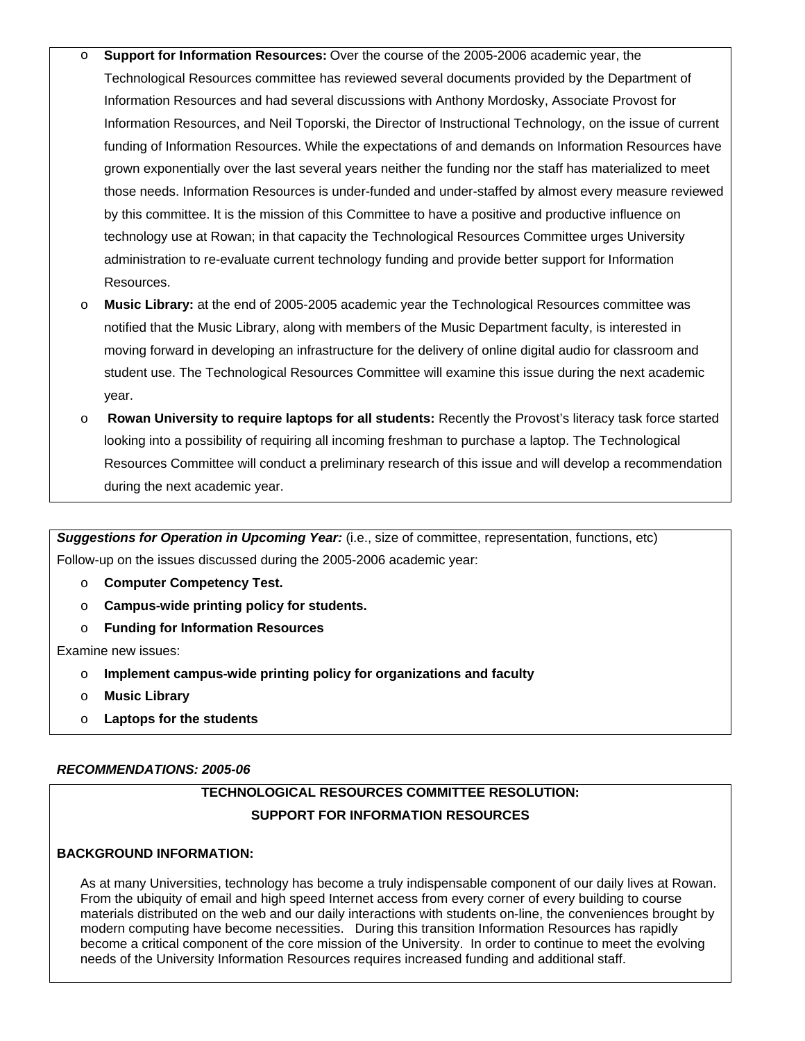- **Support for Information Resources:** Over the course of the 2005-2006 academic year, the Technological Resources committee has reviewed several documents provided by the Department of Information Resources and had several discussions with Anthony Mordosky, Associate Provost for Information Resources, and Neil Toporski, the Director of Instructional Technology, on the issue of current funding of Information Resources. While the expectations of and demands on Information Resources have grown exponentially over the last several years neither the funding nor the staff has materialized to meet those needs. Information Resources is under-funded and under-staffed by almost every measure reviewed by this committee. It is the mission of this Committee to have a positive and productive influence on technology use at Rowan; in that capacity the Technological Resources Committee urges University administration to re-evaluate current technology funding and provide better support for Information Resources.
- **Music Library:** at the end of 2005-2005 academic year the Technological Resources committee was notified that the Music Library, along with members of the Music Department faculty, is interested in moving forward in developing an infrastructure for the delivery of online digital audio for classroom and student use. The Technological Resources Committee will examine this issue during the next academic year.
- **Rowan University to require laptops for all students:** Recently the Provost's literacy task force started looking into a possibility of requiring all incoming freshman to purchase a laptop. The Technological Resources Committee will conduct a preliminary research of this issue and will develop a recommendation during the next academic year.

***Suggestions for Operation in Upcoming Year:*** (i.e., size of committee, representation, functions, etc)

Follow-up on the issues discussed during the 2005-2006 academic year:

- **Computer Competency Test.**
- **Campus-wide printing policy for students.**
- **Funding for Information Resources**

Examine new issues:

- **Implement campus-wide printing policy for organizations and faculty**
- **Music Library**
- **Laptops for the students**

***RECOMMENDATIONS: 2005-06***

**TECHNOLOGICAL RESOURCES COMMITTEE RESOLUTION:**

**SUPPORT FOR INFORMATION RESOURCES**

**BACKGROUND INFORMATION:**

As at many Universities, technology has become a truly indispensable component of our daily lives at Rowan. From the ubiquity of email and high speed Internet access from every corner of every building to course materials distributed on the web and our daily interactions with students on-line, the conveniences brought by modern computing have become necessities. During this transition Information Resources has rapidly become a critical component of the core mission of the University. In order to continue to meet the evolving needs of the University Information Resources requires increased funding and additional staff.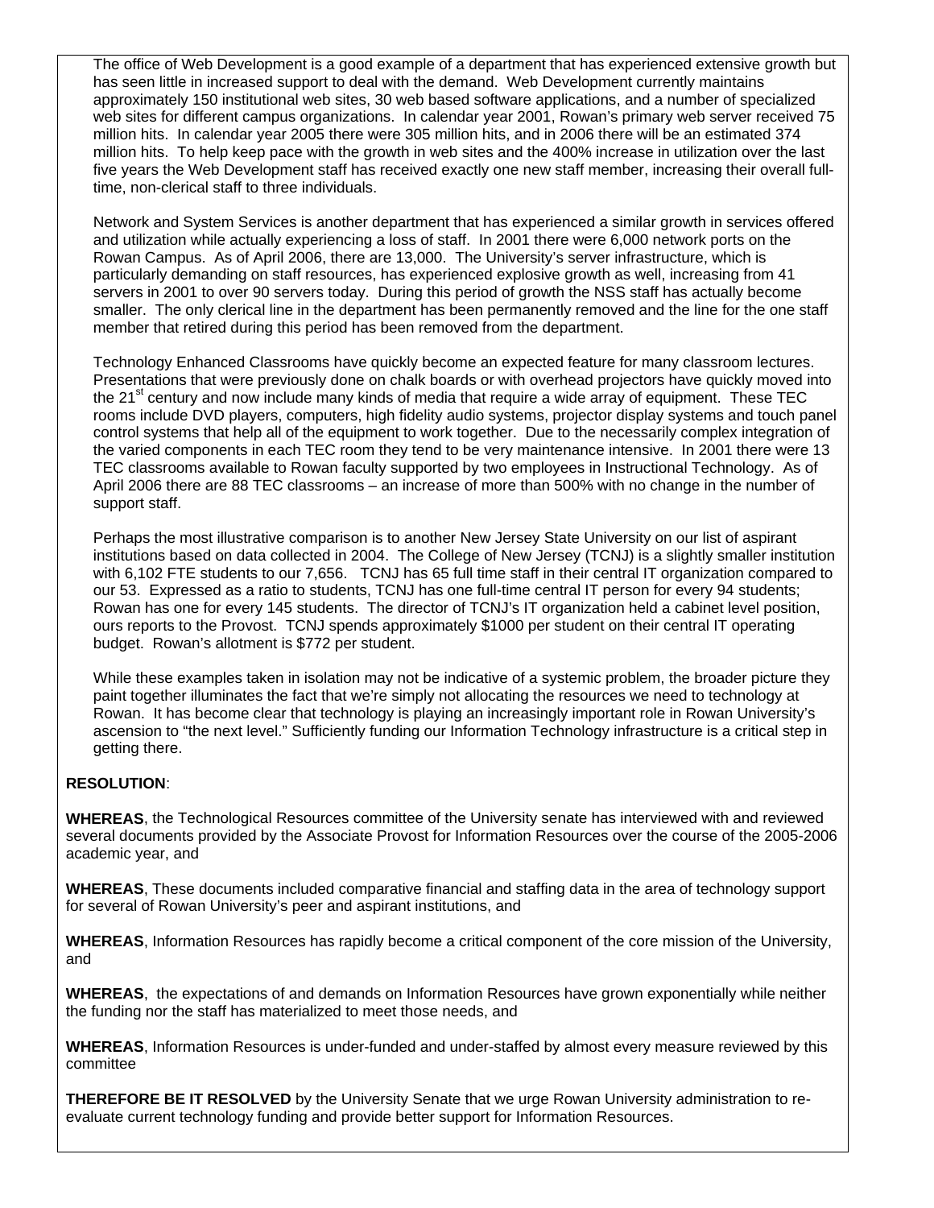The office of Web Development is a good example of a department that has experienced extensive growth but has seen little in increased support to deal with the demand. Web Development currently maintains approximately 150 institutional web sites, 30 web based software applications, and a number of specialized web sites for different campus organizations. In calendar year 2001, Rowan's primary web server received 75 million hits. In calendar year 2005 there were 305 million hits, and in 2006 there will be an estimated 374 million hits. To help keep pace with the growth in web sites and the 400% increase in utilization over the last five years the Web Development staff has received exactly one new staff member, increasing their overall full-time, non-clerical staff to three individuals.

Network and System Services is another department that has experienced a similar growth in services offered and utilization while actually experiencing a loss of staff. In 2001 there were 6,000 network ports on the Rowan Campus. As of April 2006, there are 13,000. The University's server infrastructure, which is particularly demanding on staff resources, has experienced explosive growth as well, increasing from 41 servers in 2001 to over 90 servers today. During this period of growth the NSS staff has actually become smaller. The only clerical line in the department has been permanently removed and the line for the one staff member that retired during this period has been removed from the department.

Technology Enhanced Classrooms have quickly become an expected feature for many classroom lectures. Presentations that were previously done on chalk boards or with overhead projectors have quickly moved into the 21st century and now include many kinds of media that require a wide array of equipment. These TEC rooms include DVD players, computers, high fidelity audio systems, projector display systems and touch panel control systems that help all of the equipment to work together. Due to the necessarily complex integration of the varied components in each TEC room they tend to be very maintenance intensive. In 2001 there were 13 TEC classrooms available to Rowan faculty supported by two employees in Instructional Technology. As of April 2006 there are 88 TEC classrooms – an increase of more than 500% with no change in the number of support staff.

Perhaps the most illustrative comparison is to another New Jersey State University on our list of aspirant institutions based on data collected in 2004. The College of New Jersey (TCNJ) is a slightly smaller institution with 6,102 FTE students to our 7,656. TCNJ has 65 full time staff in their central IT organization compared to our 53. Expressed as a ratio to students, TCNJ has one full-time central IT person for every 94 students; Rowan has one for every 145 students. The director of TCNJ's IT organization held a cabinet level position, ours reports to the Provost. TCNJ spends approximately $1000 per student on their central IT operating budget. Rowan's allotment is $772 per student.

While these examples taken in isolation may not be indicative of a systemic problem, the broader picture they paint together illuminates the fact that we're simply not allocating the resources we need to technology at Rowan. It has become clear that technology is playing an increasingly important role in Rowan University's ascension to "the next level." Sufficiently funding our Information Technology infrastructure is a critical step in getting there.

**RESOLUTION**:

**WHEREAS**, the Technological Resources committee of the University senate has interviewed with and reviewed several documents provided by the Associate Provost for Information Resources over the course of the 2005-2006 academic year, and

**WHEREAS**, These documents included comparative financial and staffing data in the area of technology support for several of Rowan University's peer and aspirant institutions, and

**WHEREAS**, Information Resources has rapidly become a critical component of the core mission of the University, and

**WHEREAS**, the expectations of and demands on Information Resources have grown exponentially while neither the funding nor the staff has materialized to meet those needs, and

**WHEREAS**, Information Resources is under-funded and under-staffed by almost every measure reviewed by this committee

**THEREFORE BE IT RESOLVED** by the University Senate that we urge Rowan University administration to re-evaluate current technology funding and provide better support for Information Resources.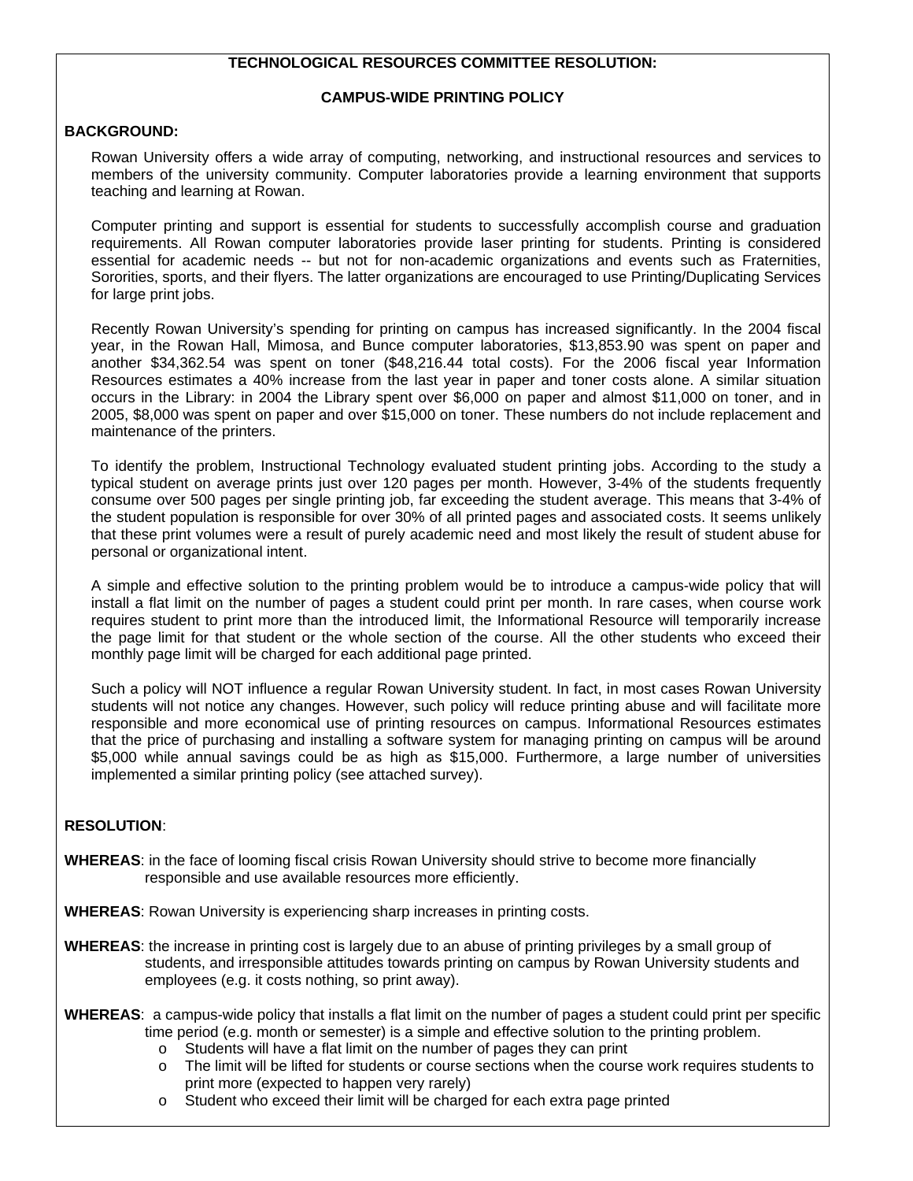**TECHNOLOGICAL RESOURCES COMMITTEE RESOLUTION:**

**CAMPUS-WIDE PRINTING POLICY**

**BACKGROUND:**

Rowan University offers a wide array of computing, networking, and instructional resources and services to members of the university community. Computer laboratories provide a learning environment that supports teaching and learning at Rowan.

Computer printing and support is essential for students to successfully accomplish course and graduation requirements. All Rowan computer laboratories provide laser printing for students. Printing is considered essential for academic needs -- but not for non-academic organizations and events such as Fraternities, Sororities, sports, and their flyers. The latter organizations are encouraged to use Printing/Duplicating Services for large print jobs.

Recently Rowan University's spending for printing on campus has increased significantly. In the 2004 fiscal year, in the Rowan Hall, Mimosa, and Bunce computer laboratories, $13,853.90 was spent on paper and another $34,362.54 was spent on toner ($48,216.44 total costs). For the 2006 fiscal year Information Resources estimates a 40% increase from the last year in paper and toner costs alone. A similar situation occurs in the Library: in 2004 the Library spent over $6,000 on paper and almost $11,000 on toner, and in 2005, $8,000 was spent on paper and over $15,000 on toner. These numbers do not include replacement and maintenance of the printers.

To identify the problem, Instructional Technology evaluated student printing jobs. According to the study a typical student on average prints just over 120 pages per month. However, 3-4% of the students frequently consume over 500 pages per single printing job, far exceeding the student average. This means that 3-4% of the student population is responsible for over 30% of all printed pages and associated costs. It seems unlikely that these print volumes were a result of purely academic need and most likely the result of student abuse for personal or organizational intent.

A simple and effective solution to the printing problem would be to introduce a campus-wide policy that will install a flat limit on the number of pages a student could print per month. In rare cases, when course work requires student to print more than the introduced limit, the Informational Resource will temporarily increase the page limit for that student or the whole section of the course. All the other students who exceed their monthly page limit will be charged for each additional page printed.

Such a policy will NOT influence a regular Rowan University student. In fact, in most cases Rowan University students will not notice any changes. However, such policy will reduce printing abuse and will facilitate more responsible and more economical use of printing resources on campus. Informational Resources estimates that the price of purchasing and installing a software system for managing printing on campus will be around $5,000 while annual savings could be as high as $15,000. Furthermore, a large number of universities implemented a similar printing policy (see attached survey).

**RESOLUTION**:

**WHEREAS**: in the face of looming fiscal crisis Rowan University should strive to become more financially responsible and use available resources more efficiently.

**WHEREAS**: Rowan University is experiencing sharp increases in printing costs.

**WHEREAS**: the increase in printing cost is largely due to an abuse of printing privileges by a small group of students, and irresponsible attitudes towards printing on campus by Rowan University students and employees (e.g. it costs nothing, so print away).

**WHEREAS**: a campus-wide policy that installs a flat limit on the number of pages a student could print per specific time period (e.g. month or semester) is a simple and effective solution to the printing problem.

- Students will have a flat limit on the number of pages they can print
- The limit will be lifted for students or course sections when the course work requires students to print more (expected to happen very rarely)
- Student who exceed their limit will be charged for each extra page printed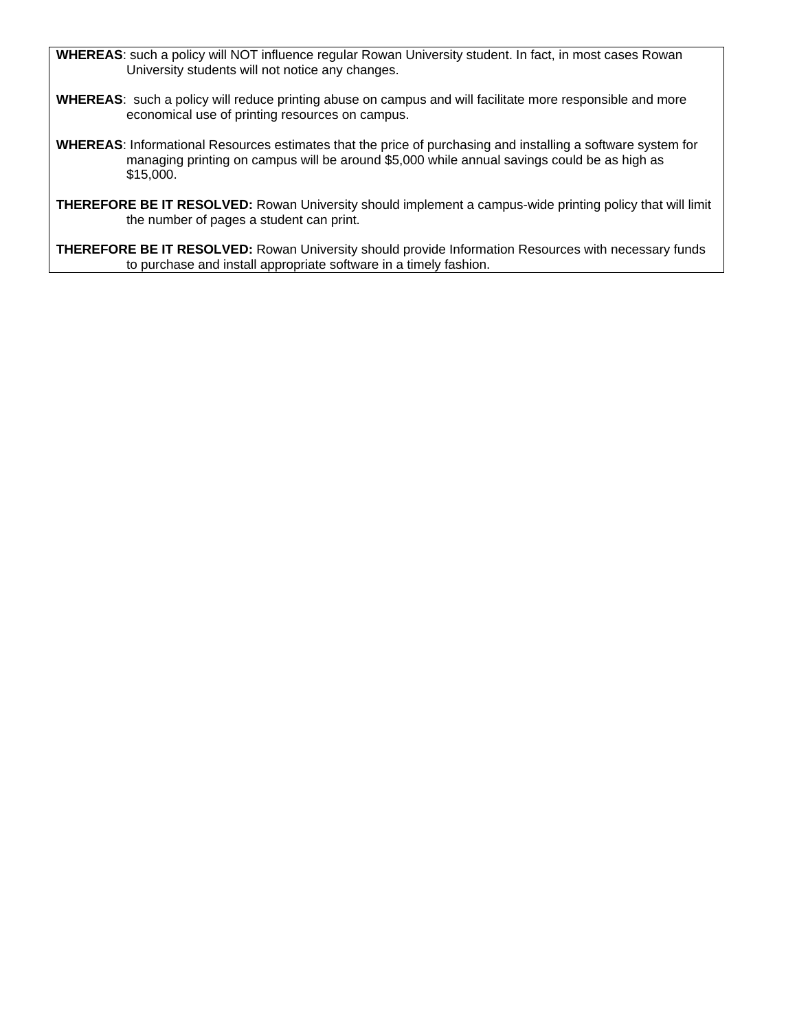**WHEREAS**: such a policy will NOT influence regular Rowan University student. In fact, in most cases Rowan University students will not notice any changes.

**WHEREAS**: such a policy will reduce printing abuse on campus and will facilitate more responsible and more economical use of printing resources on campus.

**WHEREAS**: Informational Resources estimates that the price of purchasing and installing a software system for managing printing on campus will be around $5,000 while annual savings could be as high as $15,000.

**THEREFORE BE IT RESOLVED:** Rowan University should implement a campus-wide printing policy that will limit the number of pages a student can print.

**THEREFORE BE IT RESOLVED:** Rowan University should provide Information Resources with necessary funds to purchase and install appropriate software in a timely fashion.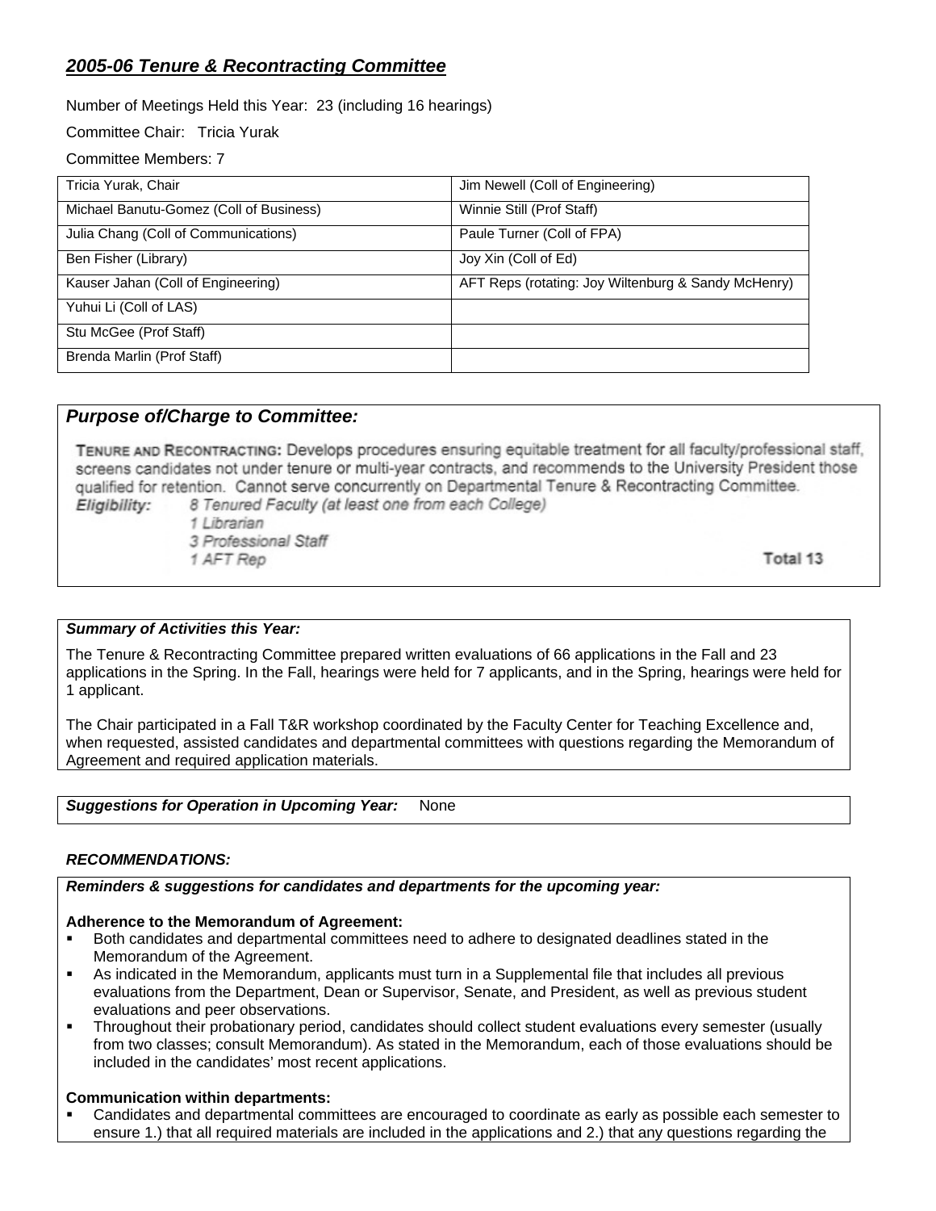## ***2005-06 Tenure & Recontracting Committee***

Number of Meetings Held this Year: 23 (including 16 hearings)

Committee Chair: Tricia Yurak

Committee Members: 7

| | |
|---|---|
| Tricia Yurak, Chair | Jim Newell (Coll of Engineering) |
| Michael Banutu-Gomez (Coll of Business) | Winnie Still (Prof Staff) |
| Julia Chang (Coll of Communications) | Paule Turner (Coll of FPA) |
| Ben Fisher (Library) | Joy Xin (Coll of Ed) |
| Kauser Jahan (Coll of Engineering) | AFT Reps (rotating: Joy Wiltenburg & Sandy McHenry) |
| Yuhui Li (Coll of LAS) | |
| Stu McGee (Prof Staff) | |
| Brenda Marlin (Prof Staff) | |

### *Purpose of/Charge to Committee:*

TENURE AND RECONTRACTING: Develops procedures ensuring equitable treatment for all faculty/professional staff, screens candidates not under tenure or multi-year contracts, and recommends to the University President those qualified for retention. Cannot serve concurrently on Departmental Tenure & Recontracting Committee.

***Eligibility:***
*8 Tenured Faculty (at least one from each College)*
*1 Librarian*
*3 Professional Staff*
*1 AFT Rep*

**Total 13**

***Summary of Activities this Year:***

The Tenure & Recontracting Committee prepared written evaluations of 66 applications in the Fall and 23 applications in the Spring. In the Fall, hearings were held for 7 applicants, and in the Spring, hearings were held for 1 applicant.

The Chair participated in a Fall T&R workshop coordinated by the Faculty Center for Teaching Excellence and, when requested, assisted candidates and departmental committees with questions regarding the Memorandum of Agreement and required application materials.

***Suggestions for Operation in Upcoming Year:*** None

***RECOMMENDATIONS:***

***Reminders & suggestions for candidates and departments for the upcoming year:***

**Adherence to the Memorandum of Agreement:**

- Both candidates and departmental committees need to adhere to designated deadlines stated in the Memorandum of the Agreement.
- As indicated in the Memorandum, applicants must turn in a Supplemental file that includes all previous evaluations from the Department, Dean or Supervisor, Senate, and President, as well as previous student evaluations and peer observations.
- Throughout their probationary period, candidates should collect student evaluations every semester (usually from two classes; consult Memorandum). As stated in the Memorandum, each of those evaluations should be included in the candidates' most recent applications.

**Communication within departments:**

- Candidates and departmental committees are encouraged to coordinate as early as possible each semester to ensure 1.) that all required materials are included in the applications and 2.) that any questions regarding the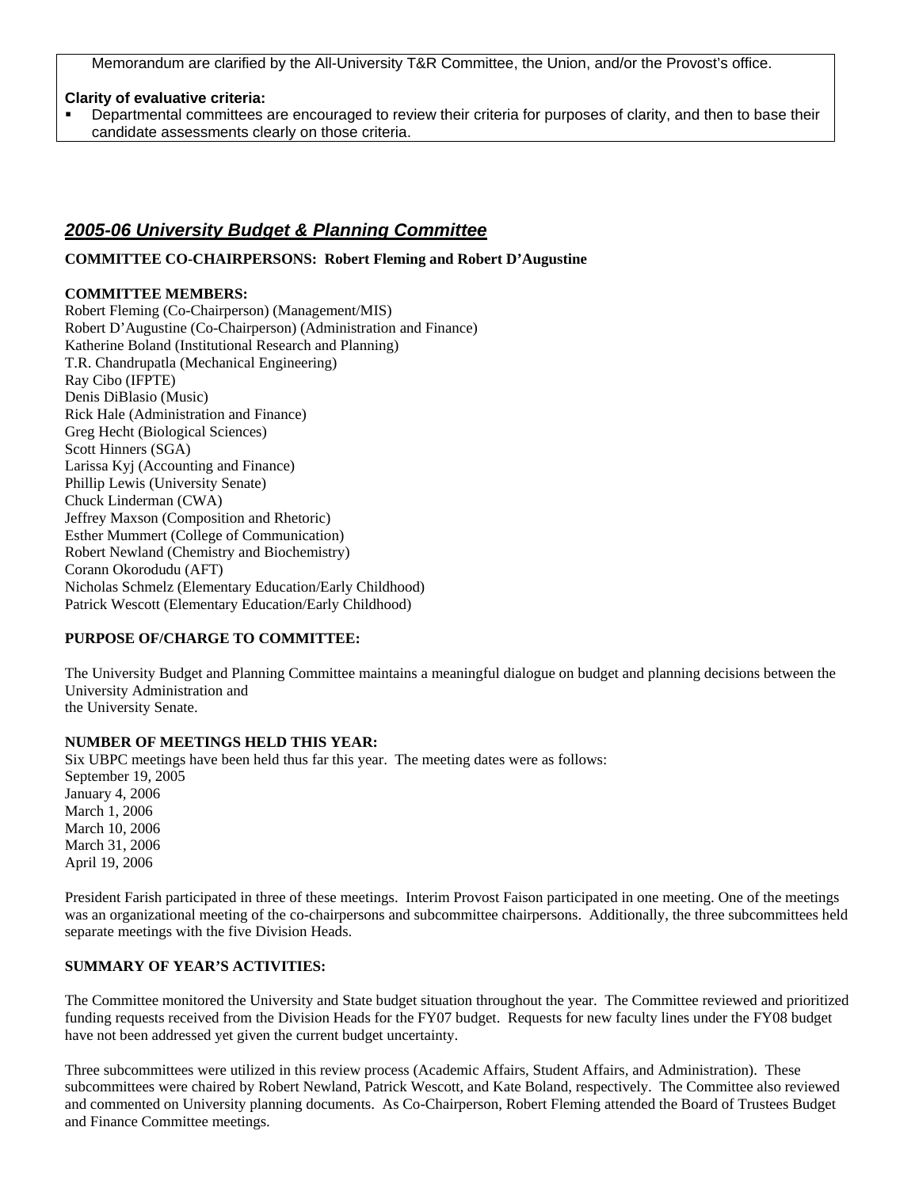Memorandum are clarified by the All-University T&R Committee, the Union, and/or the Provost's office.

**Clarity of evaluative criteria:**

- Departmental committees are encouraged to review their criteria for purposes of clarity, and then to base their candidate assessments clearly on those criteria.

## *2005-06 University Budget & Planning Committee*

**COMMITTEE CO-CHAIRPERSONS: Robert Fleming and Robert D'Augustine**

**COMMITTEE MEMBERS:**

Robert Fleming (Co-Chairperson) (Management/MIS)
Robert D'Augustine (Co-Chairperson) (Administration and Finance)
Katherine Boland (Institutional Research and Planning)
T.R. Chandrupatla (Mechanical Engineering)
Ray Cibo (IFPTE)
Denis DiBlasio (Music)
Rick Hale (Administration and Finance)
Greg Hecht (Biological Sciences)
Scott Hinners (SGA)
Larissa Kyj (Accounting and Finance)
Phillip Lewis (University Senate)
Chuck Linderman (CWA)
Jeffrey Maxson (Composition and Rhetoric)
Esther Mummert (College of Communication)
Robert Newland (Chemistry and Biochemistry)
Corann Okorodudu (AFT)
Nicholas Schmelz (Elementary Education/Early Childhood)
Patrick Wescott (Elementary Education/Early Childhood)

**PURPOSE OF/CHARGE TO COMMITTEE:**

The University Budget and Planning Committee maintains a meaningful dialogue on budget and planning decisions between the University Administration and
the University Senate.

**NUMBER OF MEETINGS HELD THIS YEAR:**

Six UBPC meetings have been held thus far this year. The meeting dates were as follows:
September 19, 2005
January 4, 2006
March 1, 2006
March 10, 2006
March 31, 2006
April 19, 2006

President Farish participated in three of these meetings. Interim Provost Faison participated in one meeting. One of the meetings was an organizational meeting of the co-chairpersons and subcommittee chairpersons. Additionally, the three subcommittees held separate meetings with the five Division Heads.

**SUMMARY OF YEAR'S ACTIVITIES:**

The Committee monitored the University and State budget situation throughout the year. The Committee reviewed and prioritized funding requests received from the Division Heads for the FY07 budget. Requests for new faculty lines under the FY08 budget have not been addressed yet given the current budget uncertainty.

Three subcommittees were utilized in this review process (Academic Affairs, Student Affairs, and Administration). These subcommittees were chaired by Robert Newland, Patrick Wescott, and Kate Boland, respectively. The Committee also reviewed and commented on University planning documents. As Co-Chairperson, Robert Fleming attended the Board of Trustees Budget and Finance Committee meetings.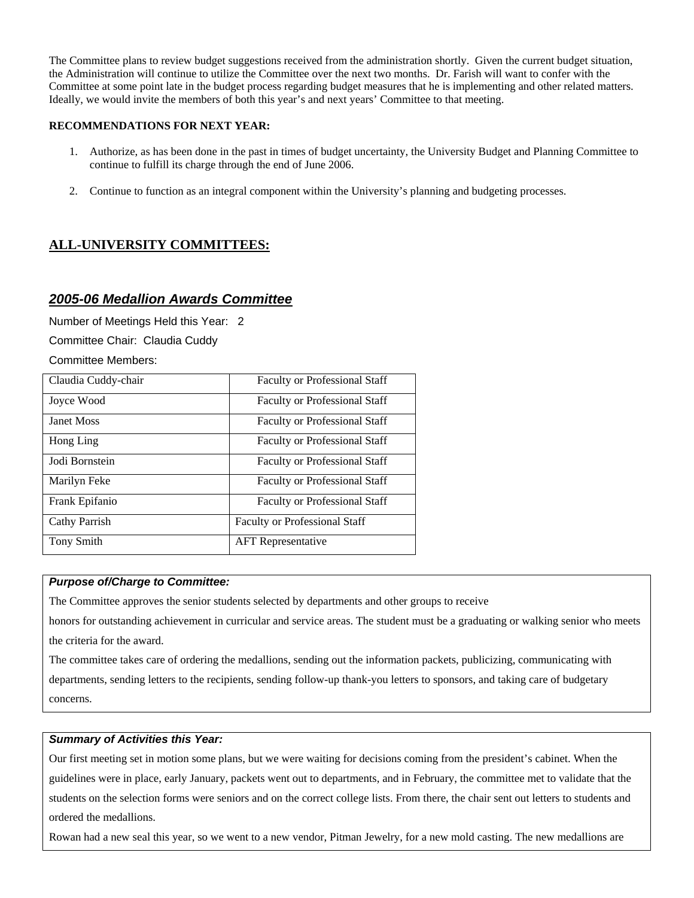The Committee plans to review budget suggestions received from the administration shortly. Given the current budget situation, the Administration will continue to utilize the Committee over the next two months. Dr. Farish will want to confer with the Committee at some point late in the budget process regarding budget measures that he is implementing and other related matters. Ideally, we would invite the members of both this year's and next years' Committee to that meeting.

**RECOMMENDATIONS FOR NEXT YEAR:**

1. Authorize, as has been done in the past in times of budget uncertainty, the University Budget and Planning Committee to continue to fulfill its charge through the end of June 2006.

2. Continue to function as an integral component within the University's planning and budgeting processes.

## ALL-UNIVERSITY COMMITTEES:

### *2005-06 Medallion Awards Committee*

Number of Meetings Held this Year: 2

Committee Chair: Claudia Cuddy

Committee Members:

| | |
|---|---|
| Claudia Cuddy-chair | Faculty or Professional Staff |
| Joyce Wood | Faculty or Professional Staff |
| Janet Moss | Faculty or Professional Staff |
| Hong Ling | Faculty or Professional Staff |
| Jodi Bornstein | Faculty or Professional Staff |
| Marilyn Feke | Faculty or Professional Staff |
| Frank Epifanio | Faculty or Professional Staff |
| Cathy Parrish | Faculty or Professional Staff |
| Tony Smith | AFT Representative |

***Purpose of/Charge to Committee:***

The Committee approves the senior students selected by departments and other groups to receive honors for outstanding achievement in curricular and service areas. The student must be a graduating or walking senior who meets the criteria for the award.

The committee takes care of ordering the medallions, sending out the information packets, publicizing, communicating with departments, sending letters to the recipients, sending follow-up thank-you letters to sponsors, and taking care of budgetary concerns.

***Summary of Activities this Year:***

Our first meeting set in motion some plans, but we were waiting for decisions coming from the president's cabinet. When the guidelines were in place, early January, packets went out to departments, and in February, the committee met to validate that the students on the selection forms were seniors and on the correct college lists. From there, the chair sent out letters to students and ordered the medallions.

Rowan had a new seal this year, so we went to a new vendor, Pitman Jewelry, for a new mold casting. The new medallions are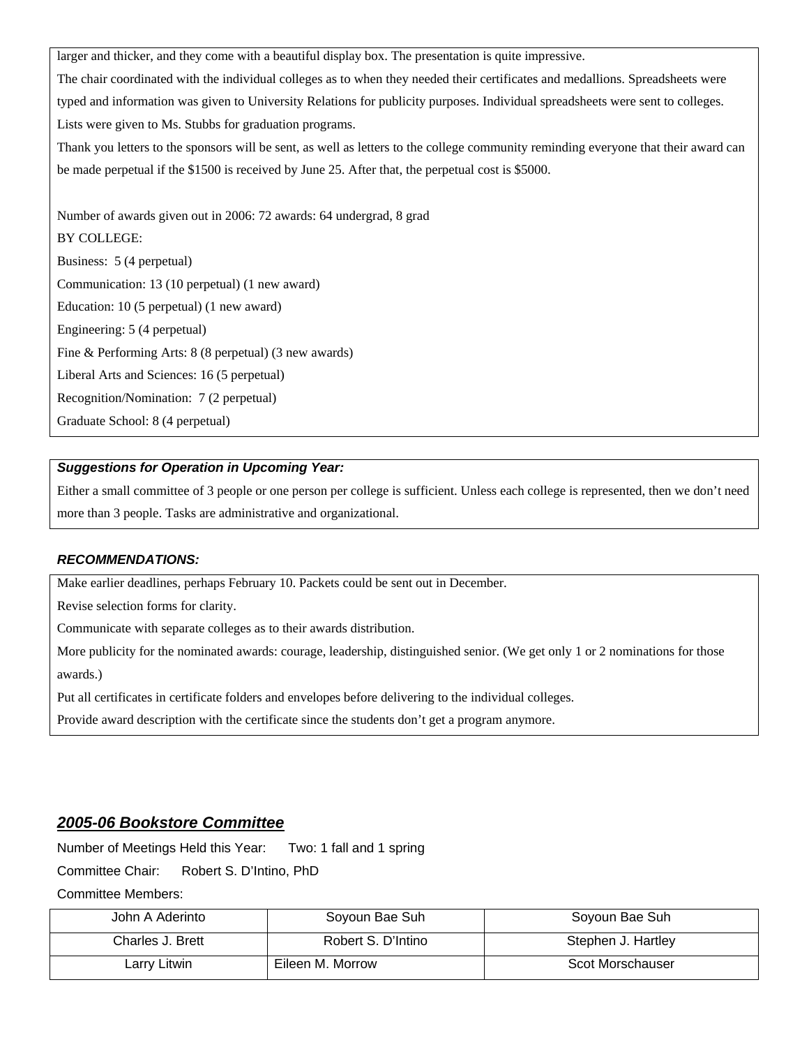larger and thicker, and they come with a beautiful display box. The presentation is quite impressive.

The chair coordinated with the individual colleges as to when they needed their certificates and medallions. Spreadsheets were typed and information was given to University Relations for publicity purposes. Individual spreadsheets were sent to colleges. Lists were given to Ms. Stubbs for graduation programs.

Thank you letters to the sponsors will be sent, as well as letters to the college community reminding everyone that their award can be made perpetual if the $1500 is received by June 25. After that, the perpetual cost is $5000.

Number of awards given out in 2006: 72 awards: 64 undergrad, 8 grad

BY COLLEGE:

Business: 5 (4 perpetual)

Communication: 13 (10 perpetual) (1 new award)

Education: 10 (5 perpetual) (1 new award)

Engineering: 5 (4 perpetual)

Fine & Performing Arts: 8 (8 perpetual) (3 new awards)

Liberal Arts and Sciences: 16 (5 perpetual)

Recognition/Nomination: 7 (2 perpetual)

Graduate School: 8 (4 perpetual)

***Suggestions for Operation in Upcoming Year:***

Either a small committee of 3 people or one person per college is sufficient. Unless each college is represented, then we don't need more than 3 people. Tasks are administrative and organizational.

***RECOMMENDATIONS:***

Make earlier deadlines, perhaps February 10. Packets could be sent out in December.

Revise selection forms for clarity.

Communicate with separate colleges as to their awards distribution.

More publicity for the nominated awards: courage, leadership, distinguished senior. (We get only 1 or 2 nominations for those awards.)

Put all certificates in certificate folders and envelopes before delivering to the individual colleges.

Provide award description with the certificate since the students don't get a program anymore.

## ***2005-06 Bookstore Committee***

Number of Meetings Held this Year: Two: 1 fall and 1 spring

Committee Chair: Robert S. D'Intino, PhD

Committee Members:

| | | |
|---|---|---|
| John A Aderinto | Soyoun Bae Suh | Soyoun Bae Suh |
| Charles J. Brett | Robert S. D'Intino | Stephen J. Hartley |
| Larry Litwin | Eileen M. Morrow | Scot Morschauser |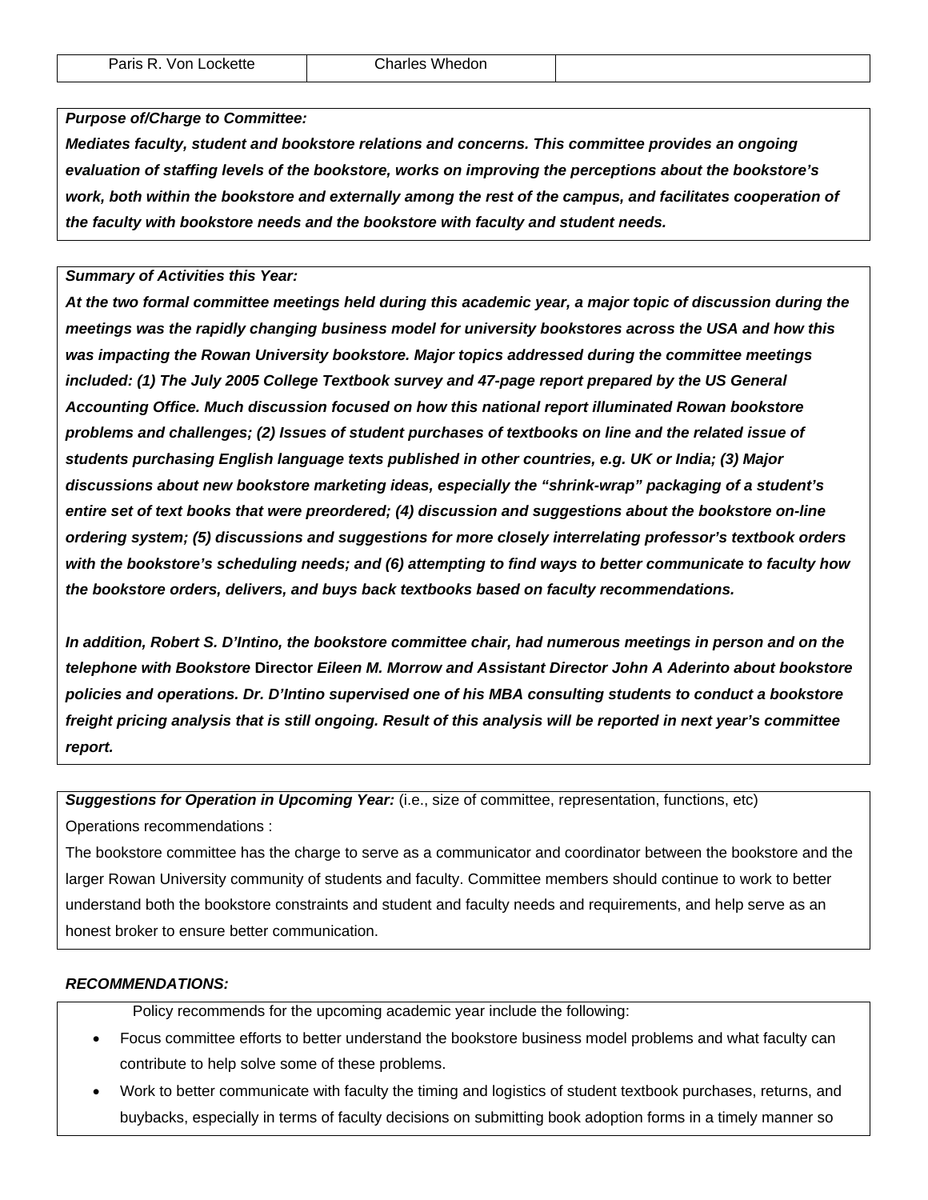| Paris R. Von Lockette | Charles Whedon | |
|---|---|---|

***Purpose of/Charge to Committee:***

***Mediates faculty, student and bookstore relations and concerns. This committee provides an ongoing evaluation of staffing levels of the bookstore, works on improving the perceptions about the bookstore's work, both within the bookstore and externally among the rest of the campus, and facilitates cooperation of the faculty with bookstore needs and the bookstore with faculty and student needs.***

***Summary of Activities this Year:***

***At the two formal committee meetings held during this academic year, a major topic of discussion during the meetings was the rapidly changing business model for university bookstores across the USA and how this was impacting the Rowan University bookstore. Major topics addressed during the committee meetings included: (1) The July 2005 College Textbook survey and 47-page report prepared by the US General Accounting Office. Much discussion focused on how this national report illuminated Rowan bookstore problems and challenges; (2) Issues of student purchases of textbooks on line and the related issue of students purchasing English language texts published in other countries, e.g. UK or India; (3) Major discussions about new bookstore marketing ideas, especially the "shrink-wrap" packaging of a student's entire set of text books that were preordered; (4) discussion and suggestions about the bookstore on-line ordering system; (5) discussions and suggestions for more closely interrelating professor's textbook orders with the bookstore's scheduling needs; and (6) attempting to find ways to better communicate to faculty how the bookstore orders, delivers, and buys back textbooks based on faculty recommendations.***

***In addition, Robert S. D'Intino, the bookstore committee chair, had numerous meetings in person and on the telephone with Bookstore*** **Director** ***Eileen M. Morrow and Assistant Director John A Aderinto about bookstore policies and operations. Dr. D'Intino supervised one of his MBA consulting students to conduct a bookstore freight pricing analysis that is still ongoing. Result of this analysis will be reported in next year's committee report.***

***Suggestions for Operation in Upcoming Year:*** (i.e., size of committee, representation, functions, etc)

Operations recommendations :

The bookstore committee has the charge to serve as a communicator and coordinator between the bookstore and the larger Rowan University community of students and faculty. Committee members should continue to work to better understand both the bookstore constraints and student and faculty needs and requirements, and help serve as an honest broker to ensure better communication.

***RECOMMENDATIONS:***

Policy recommends for the upcoming academic year include the following:

- Focus committee efforts to better understand the bookstore business model problems and what faculty can contribute to help solve some of these problems.
- Work to better communicate with faculty the timing and logistics of student textbook purchases, returns, and buybacks, especially in terms of faculty decisions on submitting book adoption forms in a timely manner so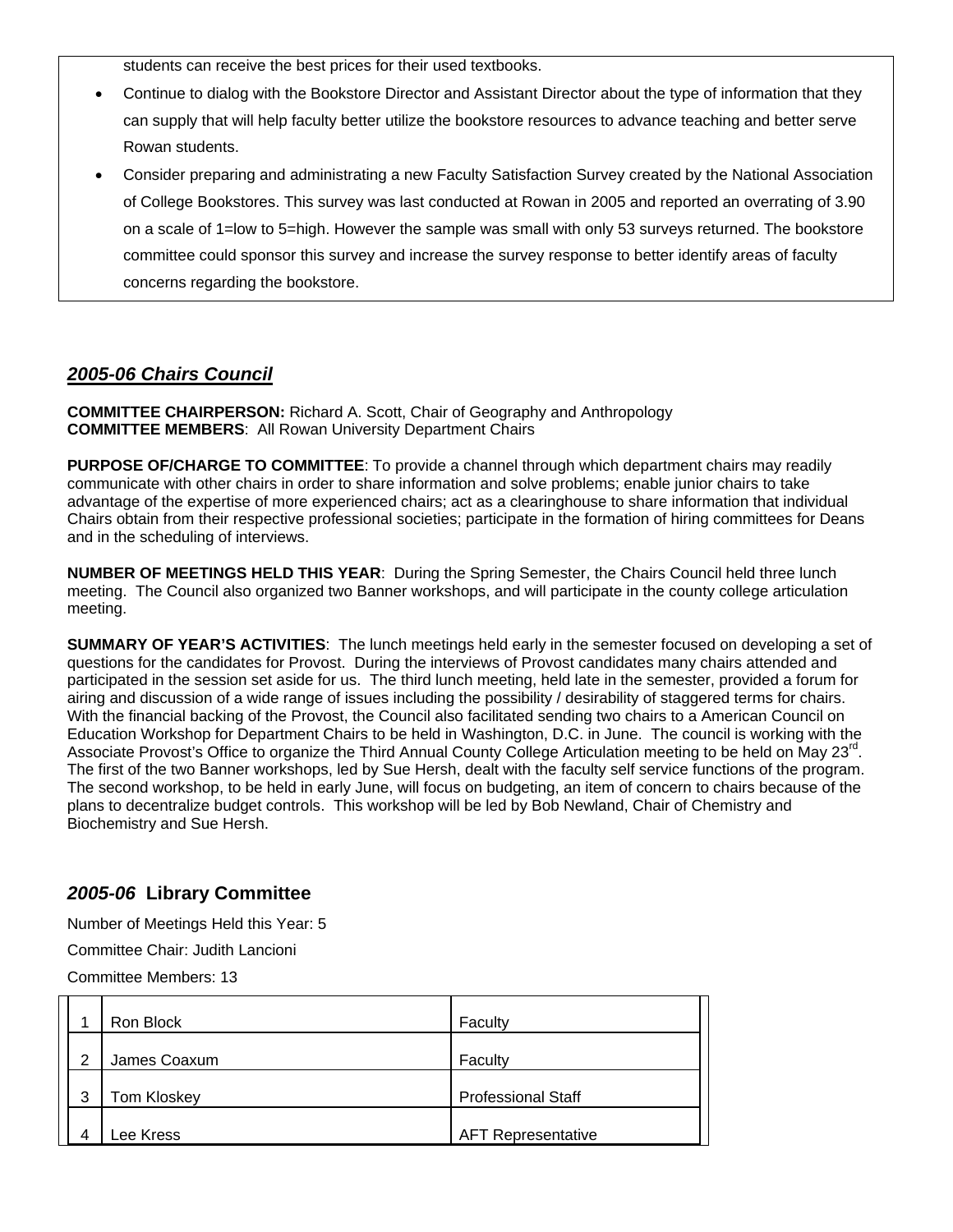students can receive the best prices for their used textbooks.

- Continue to dialog with the Bookstore Director and Assistant Director about the type of information that they can supply that will help faculty better utilize the bookstore resources to advance teaching and better serve Rowan students.
- Consider preparing and administrating a new Faculty Satisfaction Survey created by the National Association of College Bookstores. This survey was last conducted at Rowan in 2005 and reported an overrating of 3.90 on a scale of 1=low to 5=high. However the sample was small with only 53 surveys returned. The bookstore committee could sponsor this survey and increase the survey response to better identify areas of faculty concerns regarding the bookstore.

## ***2005-06 Chairs Council***

**COMMITTEE CHAIRPERSON:** Richard A. Scott, Chair of Geography and Anthropology
**COMMITTEE MEMBERS**: All Rowan University Department Chairs

**PURPOSE OF/CHARGE TO COMMITTEE**: To provide a channel through which department chairs may readily communicate with other chairs in order to share information and solve problems; enable junior chairs to take advantage of the expertise of more experienced chairs; act as a clearinghouse to share information that individual Chairs obtain from their respective professional societies; participate in the formation of hiring committees for Deans and in the scheduling of interviews.

**NUMBER OF MEETINGS HELD THIS YEAR**: During the Spring Semester, the Chairs Council held three lunch meeting. The Council also organized two Banner workshops, and will participate in the county college articulation meeting.

**SUMMARY OF YEAR'S ACTIVITIES**: The lunch meetings held early in the semester focused on developing a set of questions for the candidates for Provost. During the interviews of Provost candidates many chairs attended and participated in the session set aside for us. The third lunch meeting, held late in the semester, provided a forum for airing and discussion of a wide range of issues including the possibility / desirability of staggered terms for chairs. With the financial backing of the Provost, the Council also facilitated sending two chairs to a American Council on Education Workshop for Department Chairs to be held in Washington, D.C. in June. The council is working with the Associate Provost's Office to organize the Third Annual County College Articulation meeting to be held on May 23rd. The first of the two Banner workshops, led by Sue Hersh, dealt with the faculty self service functions of the program. The second workshop, to be held in early June, will focus on budgeting, an item of concern to chairs because of the plans to decentralize budget controls. This workshop will be led by Bob Newland, Chair of Chemistry and Biochemistry and Sue Hersh.

## ***2005-06* Library Committee**

Number of Meetings Held this Year: 5

Committee Chair: Judith Lancioni

Committee Members: 13

| | | |
|---|---|---|
| 1 | Ron Block | Faculty |
| 2 | James Coaxum | Faculty |
| 3 | Tom Kloskey | Professional Staff |
| 4 | Lee Kress | AFT Representative |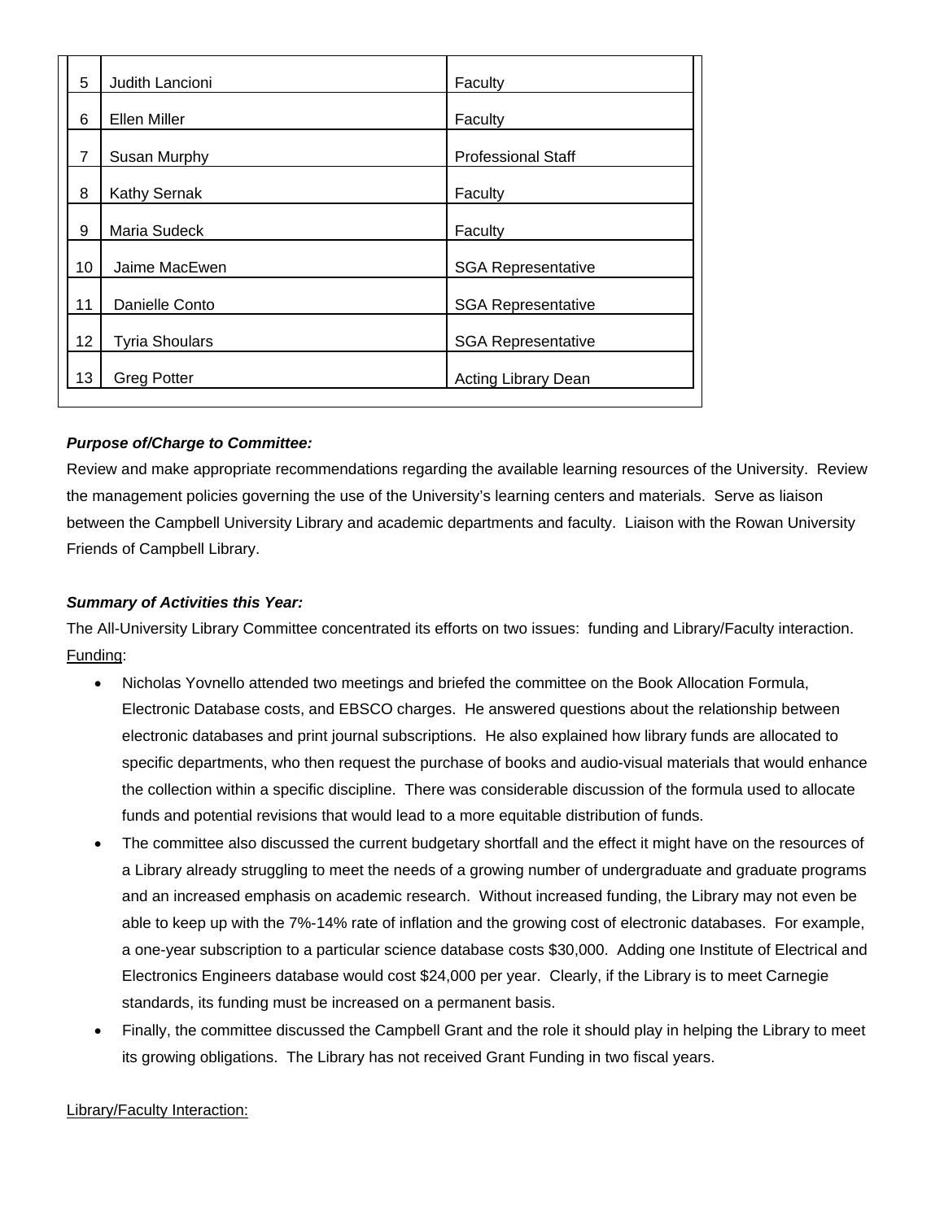| | | |
|---|---|---|
| 5 | Judith Lancioni | Faculty |
| 6 | Ellen Miller | Faculty |
| 7 | Susan Murphy | Professional Staff |
| 8 | Kathy Sernak | Faculty |
| 9 | Maria Sudeck | Faculty |
| 10 | Jaime MacEwen | SGA Representative |
| 11 | Danielle Conto | SGA Representative |
| 12 | Tyria Shoulars | SGA Representative |
| 13 | Greg Potter | Acting Library Dean |

***Purpose of/Charge to Committee:***

Review and make appropriate recommendations regarding the available learning resources of the University. Review the management policies governing the use of the University's learning centers and materials. Serve as liaison between the Campbell University Library and academic departments and faculty. Liaison with the Rowan University Friends of Campbell Library.

***Summary of Activities this Year:***

The All-University Library Committee concentrated its efforts on two issues: funding and Library/Faculty interaction.

<u>Funding</u>:

- Nicholas Yovnello attended two meetings and briefed the committee on the Book Allocation Formula, Electronic Database costs, and EBSCO charges. He answered questions about the relationship between electronic databases and print journal subscriptions. He also explained how library funds are allocated to specific departments, who then request the purchase of books and audio-visual materials that would enhance the collection within a specific discipline. There was considerable discussion of the formula used to allocate funds and potential revisions that would lead to a more equitable distribution of funds.
- The committee also discussed the current budgetary shortfall and the effect it might have on the resources of a Library already struggling to meet the needs of a growing number of undergraduate and graduate programs and an increased emphasis on academic research. Without increased funding, the Library may not even be able to keep up with the 7%-14% rate of inflation and the growing cost of electronic databases. For example, a one-year subscription to a particular science database costs $30,000. Adding one Institute of Electrical and Electronics Engineers database would cost $24,000 per year. Clearly, if the Library is to meet Carnegie standards, its funding must be increased on a permanent basis.
- Finally, the committee discussed the Campbell Grant and the role it should play in helping the Library to meet its growing obligations. The Library has not received Grant Funding in two fiscal years.

<u>Library/Faculty Interaction:</u>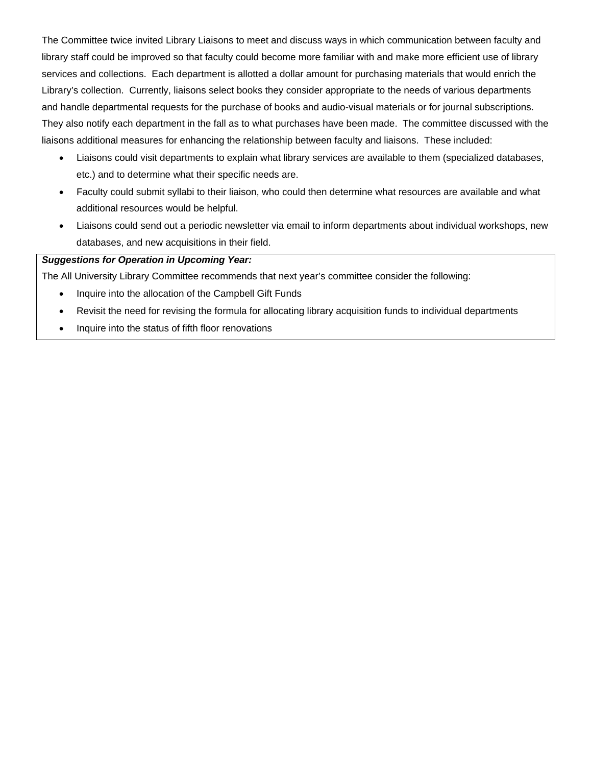The Committee twice invited Library Liaisons to meet and discuss ways in which communication between faculty and library staff could be improved so that faculty could become more familiar with and make more efficient use of library services and collections.  Each department is allotted a dollar amount for purchasing materials that would enrich the Library's collection.  Currently, liaisons select books they consider appropriate to the needs of various departments and handle departmental requests for the purchase of books and audio-visual materials or for journal subscriptions.  They also notify each department in the fall as to what purchases have been made.  The committee discussed with the liaisons additional measures for enhancing the relationship between faculty and liaisons.  These included:

- Liaisons could visit departments to explain what library services are available to them (specialized databases, etc.) and to determine what their specific needs are.
- Faculty could submit syllabi to their liaison, who could then determine what resources are available and what additional resources would be helpful.
- Liaisons could send out a periodic newsletter via email to inform departments about individual workshops, new databases, and new acquisitions in their field.

***Suggestions for Operation in Upcoming Year:***

The All University Library Committee recommends that next year's committee consider the following:

- Inquire into the allocation of the Campbell Gift Funds
- Revisit the need for revising the formula for allocating library acquisition funds to individual departments
- Inquire into the status of fifth floor renovations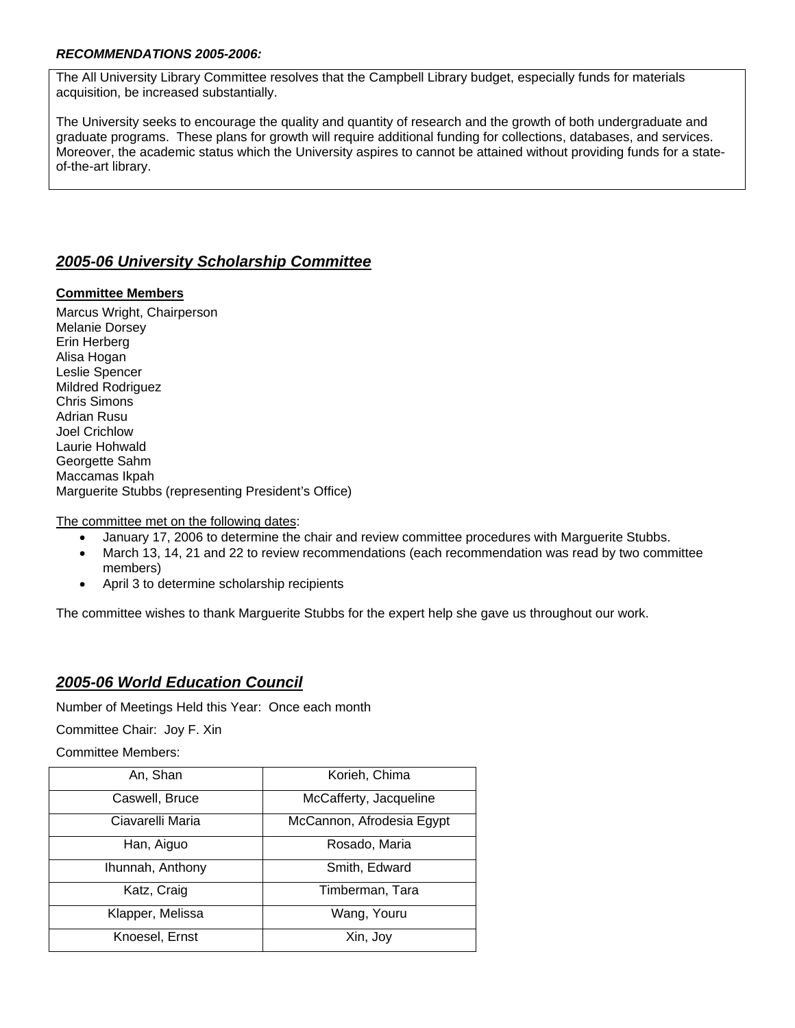***RECOMMENDATIONS 2005-2006:***

The All University Library Committee resolves that the Campbell Library budget, especially funds for materials acquisition, be increased substantially.

The University seeks to encourage the quality and quantity of research and the growth of both undergraduate and graduate programs. These plans for growth will require additional funding for collections, databases, and services. Moreover, the academic status which the University aspires to cannot be attained without providing funds for a state-of-the-art library.

## *2005-06 University Scholarship Committee*

**Committee Members**

Marcus Wright, Chairperson
Melanie Dorsey
Erin Herberg
Alisa Hogan
Leslie Spencer
Mildred Rodriguez
Chris Simons
Adrian Rusu
Joel Crichlow
Laurie Hohwald
Georgette Sahm
Maccamas Ikpah
Marguerite Stubbs (representing President's Office)

The committee met on the following dates:

- January 17, 2006 to determine the chair and review committee procedures with Marguerite Stubbs.
- March 13, 14, 21 and 22 to review recommendations (each recommendation was read by two committee members)
- April 3 to determine scholarship recipients

The committee wishes to thank Marguerite Stubbs for the expert help she gave us throughout our work.

## *2005-06 World Education Council*

Number of Meetings Held this Year: Once each month

Committee Chair: Joy F. Xin

Committee Members:

| | |
|---|---|
| An, Shan | Korieh, Chima |
| Caswell, Bruce | McCafferty, Jacqueline |
| Ciavarelli Maria | McCannon, Afrodesia Egypt |
| Han, Aiguo | Rosado, Maria |
| Ihunnah, Anthony | Smith, Edward |
| Katz, Craig | Timberman, Tara |
| Klapper, Melissa | Wang, Youru |
| Knoesel, Ernst | Xin, Joy |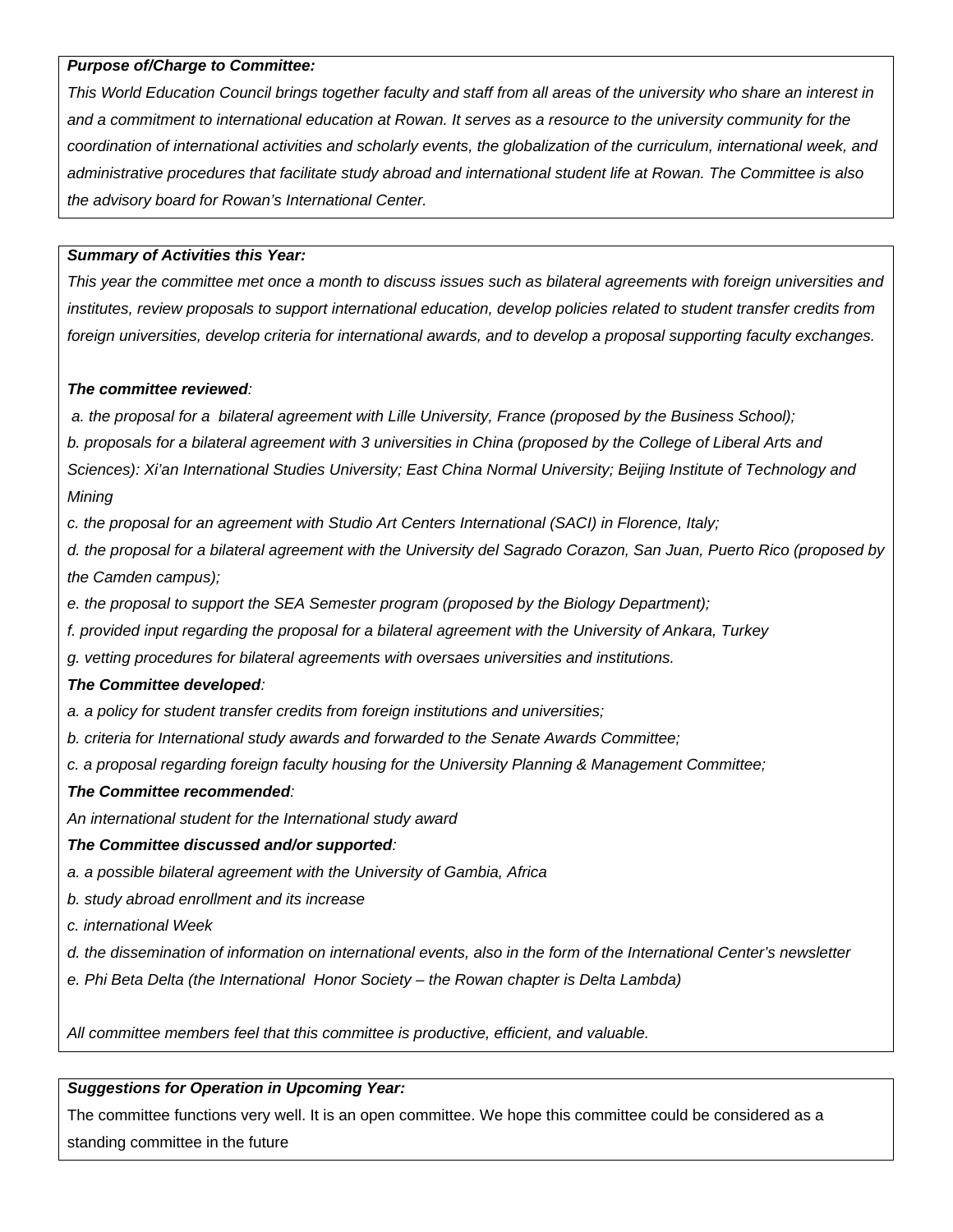***Purpose of/Charge to Committee:***

*This World Education Council brings together faculty and staff from all areas of the university who share an interest in and a commitment to international education at Rowan. It serves as a resource to the university community for the coordination of international activities and scholarly events, the globalization of the curriculum, international week, and administrative procedures that facilitate study abroad and international student life at Rowan. The Committee is also the advisory board for Rowan's International Center.*

***Summary of Activities this Year:***

*This year the committee met once a month to discuss issues such as bilateral agreements with foreign universities and institutes, review proposals to support international education, develop policies related to student transfer credits from foreign universities, develop criteria for international awards, and to develop a proposal supporting faculty exchanges.*

***The committee reviewed**:*

*a. the proposal for a bilateral agreement with Lille University, France (proposed by the Business School);*

*b. proposals for a bilateral agreement with 3 universities in China (proposed by the College of Liberal Arts and Sciences): Xi'an International Studies University; East China Normal University; Beijing Institute of Technology and Mining*

*c. the proposal for an agreement with Studio Art Centers International (SACI) in Florence, Italy;*

*d. the proposal for a bilateral agreement with the University del Sagrado Corazon, San Juan, Puerto Rico (proposed by the Camden campus);*

*e. the proposal to support the SEA Semester program (proposed by the Biology Department);*

*f. provided input regarding the proposal for a bilateral agreement with the University of Ankara, Turkey*

*g. vetting procedures for bilateral agreements with oversaes universities and institutions.*

***The Committee developed**:*

*a. a policy for student transfer credits from foreign institutions and universities;*

*b. criteria for International study awards and forwarded to the Senate Awards Committee;*

*c. a proposal regarding foreign faculty housing for the University Planning & Management Committee;*

***The Committee recommended**:*

*An international student for the International study award*

***The Committee discussed and/or supported**:*

*a. a possible bilateral agreement with the University of Gambia, Africa*

*b. study abroad enrollment and its increase*

*c. international Week*

*d. the dissemination of information on international events, also in the form of the International Center's newsletter*

*e. Phi Beta Delta (the International Honor Society – the Rowan chapter is Delta Lambda)*

*All committee members feel that this committee is productive, efficient, and valuable.*

***Suggestions for Operation in Upcoming Year:***

The committee functions very well. It is an open committee. We hope this committee could be considered as a standing committee in the future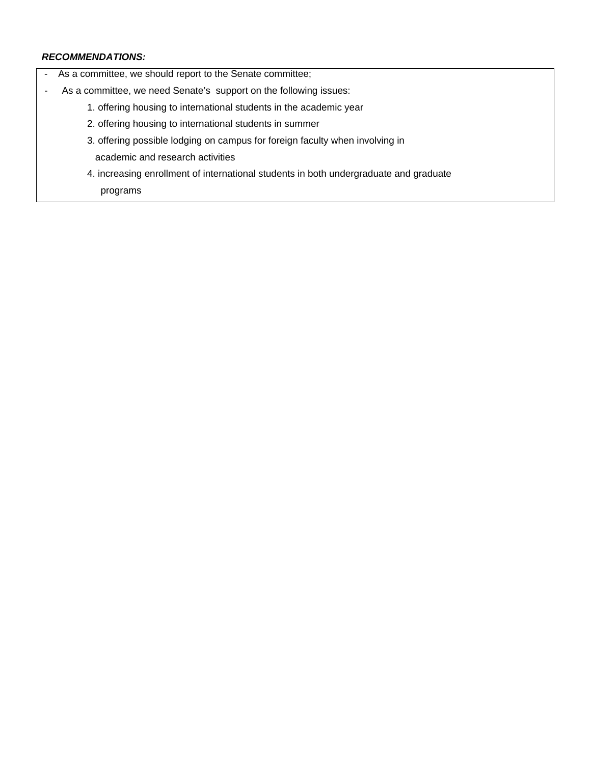***RECOMMENDATIONS:***

- As a committee, we should report to the Senate committee;
- As a committee, we need Senate's support on the following issues:
  1. offering housing to international students in the academic year
  2. offering housing to international students in summer
  3. offering possible lodging on campus for foreign faculty when involving in academic and research activities
  4. increasing enrollment of international students in both undergraduate and graduate programs